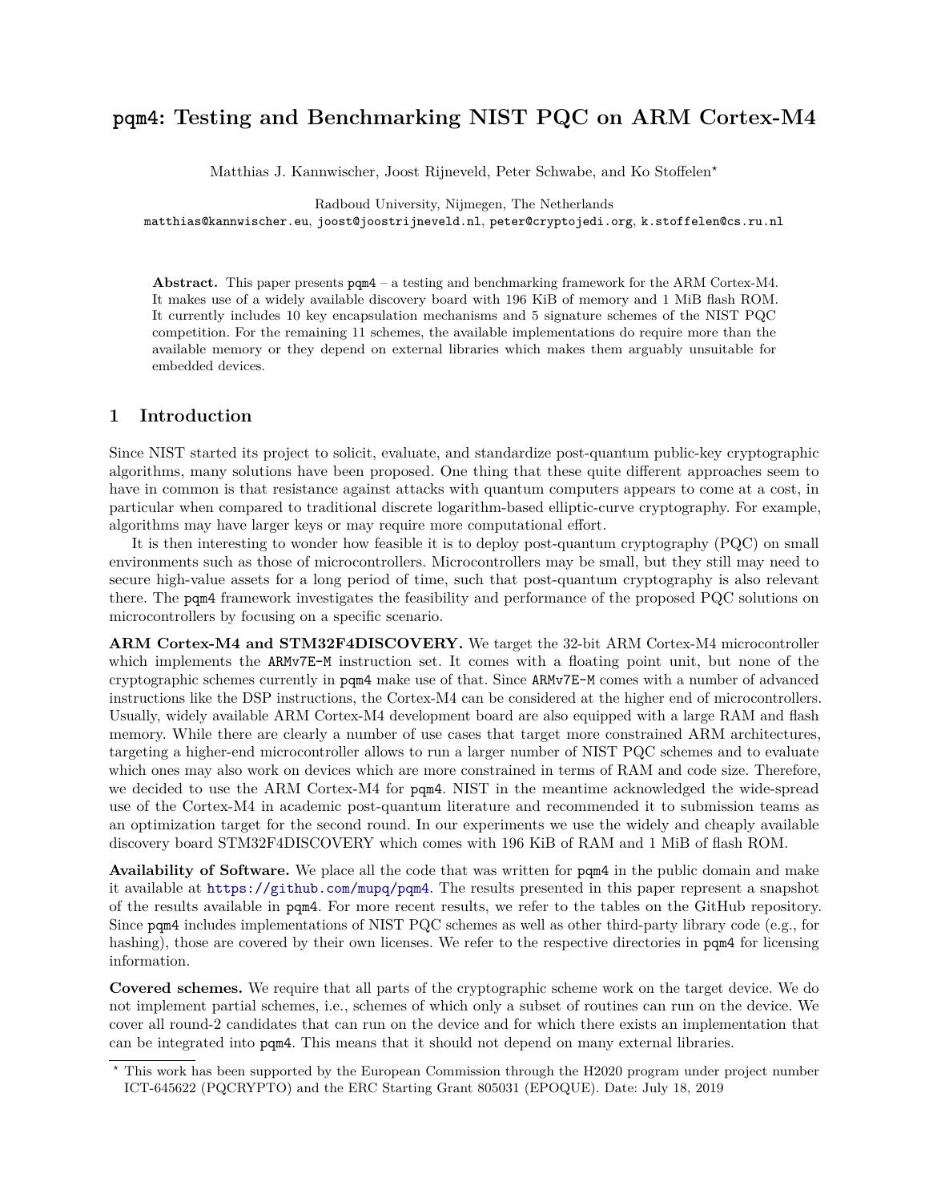# pqm4: Testing and Benchmarking NIST PQC on ARM Cortex-M4

Matthias J. Kannwischer, Joost Rijneveld, Peter Schwabe, and Ko Stoffelen*

Radboud University, Nijmegen, The Netherlands
matthias@kannwischer.eu, joost@joostrijneveld.nl, peter@cryptojedi.org, k.stoffelen@cs.ru.nl

**Abstract.** This paper presents pqm4 – a testing and benchmarking framework for the ARM Cortex-M4. It makes use of a widely available discovery board with 196 KiB of memory and 1 MiB flash ROM. It currently includes 10 key encapsulation mechanisms and 5 signature schemes of the NIST PQC competition. For the remaining 11 schemes, the available implementations do require more than the available memory or they depend on external libraries which makes them arguably unsuitable for embedded devices.

## 1 Introduction

Since NIST started its project to solicit, evaluate, and standardize post-quantum public-key cryptographic algorithms, many solutions have been proposed. One thing that these quite different approaches seem to have in common is that resistance against attacks with quantum computers appears to come at a cost, in particular when compared to traditional discrete logarithm-based elliptic-curve cryptography. For example, algorithms may have larger keys or may require more computational effort.

It is then interesting to wonder how feasible it is to deploy post-quantum cryptography (PQC) on small environments such as those of microcontrollers. Microcontrollers may be small, but they still may need to secure high-value assets for a long period of time, such that post-quantum cryptography is also relevant there. The pqm4 framework investigates the feasibility and performance of the proposed PQC solutions on microcontrollers by focusing on a specific scenario.

**ARM Cortex-M4 and STM32F4DISCOVERY.** We target the 32-bit ARM Cortex-M4 microcontroller which implements the ARMv7E-M instruction set. It comes with a floating point unit, but none of the cryptographic schemes currently in pqm4 make use of that. Since ARMv7E-M comes with a number of advanced instructions like the DSP instructions, the Cortex-M4 can be considered at the higher end of microcontrollers. Usually, widely available ARM Cortex-M4 development board are also equipped with a large RAM and flash memory. While there are clearly a number of use cases that target more constrained ARM architectures, targeting a higher-end microcontroller allows to run a larger number of NIST PQC schemes and to evaluate which ones may also work on devices which are more constrained in terms of RAM and code size. Therefore, we decided to use the ARM Cortex-M4 for pqm4. NIST in the meantime acknowledged the wide-spread use of the Cortex-M4 in academic post-quantum literature and recommended it to submission teams as an optimization target for the second round. In our experiments we use the widely and cheaply available discovery board STM32F4DISCOVERY which comes with 196 KiB of RAM and 1 MiB of flash ROM.

**Availability of Software.** We place all the code that was written for pqm4 in the public domain and make it available at https://github.com/mupq/pqm4. The results presented in this paper represent a snapshot of the results available in pqm4. For more recent results, we refer to the tables on the GitHub repository. Since pqm4 includes implementations of NIST PQC schemes as well as other third-party library code (e.g., for hashing), those are covered by their own licenses. We refer to the respective directories in pqm4 for licensing information.

**Covered schemes.** We require that all parts of the cryptographic scheme work on the target device. We do not implement partial schemes, i.e., schemes of which only a subset of routines can run on the device. We cover all round-2 candidates that can run on the device and for which there exists an implementation that can be integrated into pqm4. This means that it should not depend on many external libraries.

* This work has been supported by the European Commission through the H2020 program under project number ICT-645622 (PQCRYPTO) and the ERC Starting Grant 805031 (EPOQUE). Date: July 18, 2019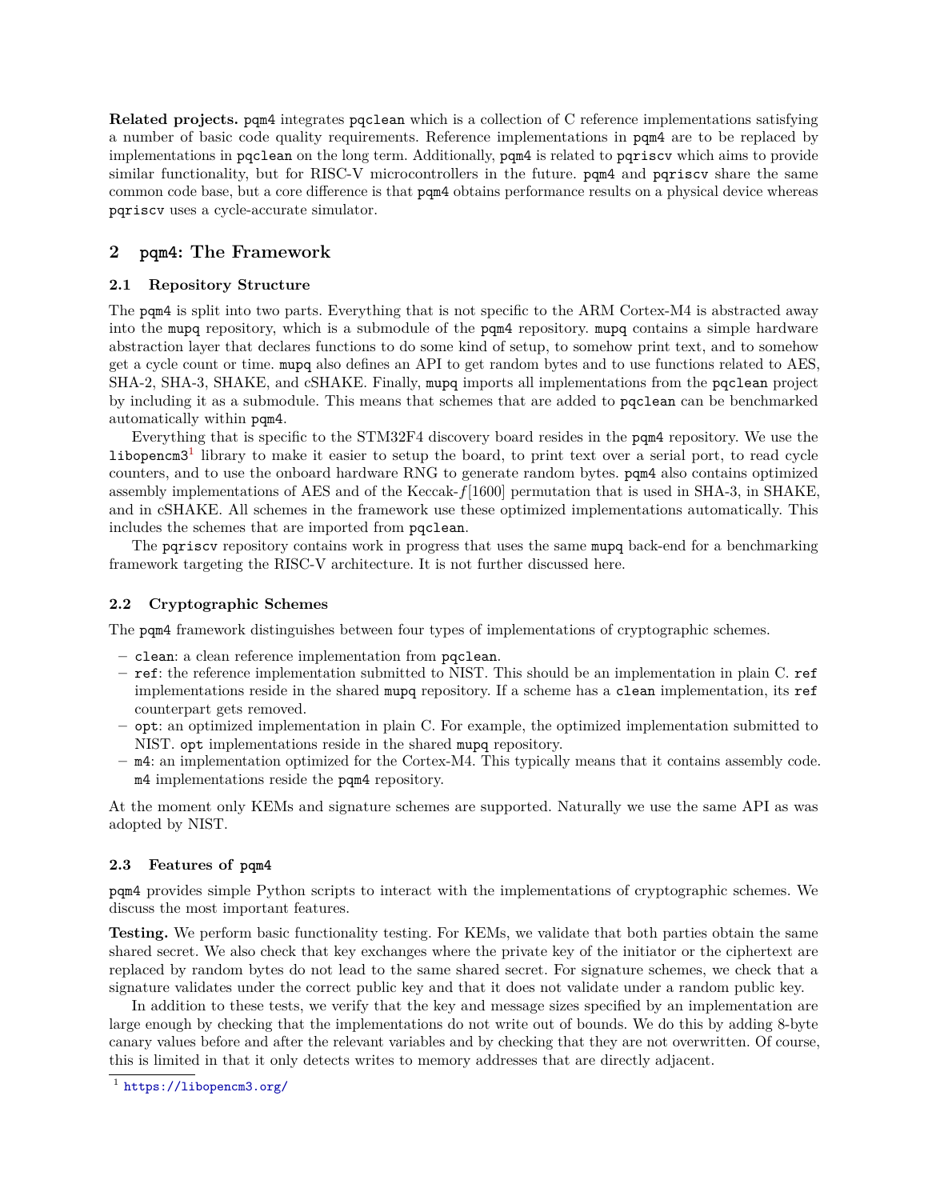**Related projects.** pqm4 integrates pqclean which is a collection of C reference implementations satisfying a number of basic code quality requirements. Reference implementations in pqm4 are to be replaced by implementations in pqclean on the long term. Additionally, pqm4 is related to pqriscv which aims to provide similar functionality, but for RISC-V microcontrollers in the future. pqm4 and pqriscv share the same common code base, but a core difference is that pqm4 obtains performance results on a physical device whereas pqriscv uses a cycle-accurate simulator.

## 2 pqm4: The Framework

### 2.1 Repository Structure

The pqm4 is split into two parts. Everything that is not specific to the ARM Cortex-M4 is abstracted away into the mupq repository, which is a submodule of the pqm4 repository. mupq contains a simple hardware abstraction layer that declares functions to do some kind of setup, to somehow print text, and to somehow get a cycle count or time. mupq also defines an API to get random bytes and to use functions related to AES, SHA-2, SHA-3, SHAKE, and cSHAKE. Finally, mupq imports all implementations from the pqclean project by including it as a submodule. This means that schemes that are added to pqclean can be benchmarked automatically within pqm4.

Everything that is specific to the STM32F4 discovery board resides in the pqm4 repository. We use the libopencm3[1] library to make it easier to setup the board, to print text over a serial port, to read cycle counters, and to use the onboard hardware RNG to generate random bytes. pqm4 also contains optimized assembly implementations of AES and of the Keccak-$f$[1600] permutation that is used in SHA-3, in SHAKE, and in cSHAKE. All schemes in the framework use these optimized implementations automatically. This includes the schemes that are imported from pqclean.

The pqriscv repository contains work in progress that uses the same mupq back-end for a benchmarking framework targeting the RISC-V architecture. It is not further discussed here.

### 2.2 Cryptographic Schemes

The pqm4 framework distinguishes between four types of implementations of cryptographic schemes.

- clean: a clean reference implementation from pqclean.
- ref: the reference implementation submitted to NIST. This should be an implementation in plain C. ref implementations reside in the shared mupq repository. If a scheme has a clean implementation, its ref counterpart gets removed.
- opt: an optimized implementation in plain C. For example, the optimized implementation submitted to NIST. opt implementations reside in the shared mupq repository.
- m4: an implementation optimized for the Cortex-M4. This typically means that it contains assembly code. m4 implementations reside the pqm4 repository.

At the moment only KEMs and signature schemes are supported. Naturally we use the same API as was adopted by NIST.

### 2.3 Features of pqm4

pqm4 provides simple Python scripts to interact with the implementations of cryptographic schemes. We discuss the most important features.

**Testing.** We perform basic functionality testing. For KEMs, we validate that both parties obtain the same shared secret. We also check that key exchanges where the private key of the initiator or the ciphertext are replaced by random bytes do not lead to the same shared secret. For signature schemes, we check that a signature validates under the correct public key and that it does not validate under a random public key.

In addition to these tests, we verify that the key and message sizes specified by an implementation are large enough by checking that the implementations do not write out of bounds. We do this by adding 8-byte canary values before and after the relevant variables and by checking that they are not overwritten. Of course, this is limited in that it only detects writes to memory addresses that are directly adjacent.

[1] https://libopencm3.org/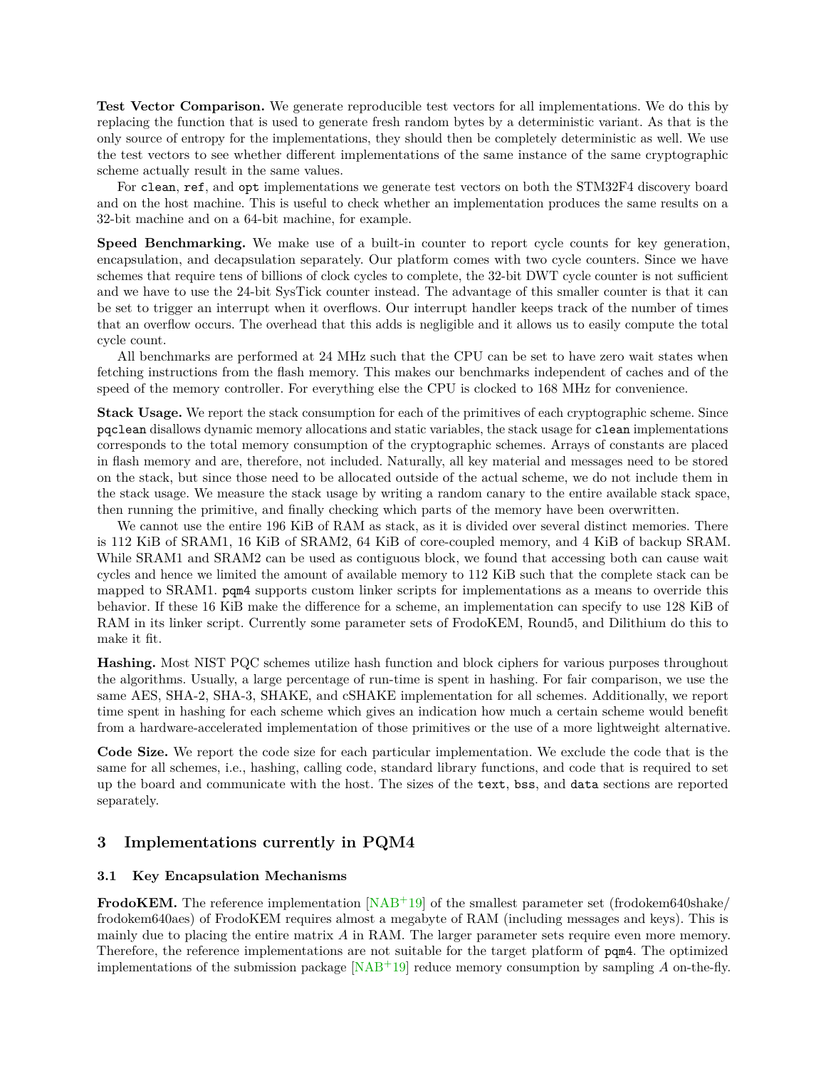**Test Vector Comparison.** We generate reproducible test vectors for all implementations. We do this by replacing the function that is used to generate fresh random bytes by a deterministic variant. As that is the only source of entropy for the implementations, they should then be completely deterministic as well. We use the test vectors to see whether different implementations of the same instance of the same cryptographic scheme actually result in the same values.

For `clean`, `ref`, and `opt` implementations we generate test vectors on both the STM32F4 discovery board and on the host machine. This is useful to check whether an implementation produces the same results on a 32-bit machine and on a 64-bit machine, for example.

**Speed Benchmarking.** We make use of a built-in counter to report cycle counts for key generation, encapsulation, and decapsulation separately. Our platform comes with two cycle counters. Since we have schemes that require tens of billions of clock cycles to complete, the 32-bit DWT cycle counter is not sufficient and we have to use the 24-bit SysTick counter instead. The advantage of this smaller counter is that it can be set to trigger an interrupt when it overflows. Our interrupt handler keeps track of the number of times that an overflow occurs. The overhead that this adds is negligible and it allows us to easily compute the total cycle count.

All benchmarks are performed at 24 MHz such that the CPU can be set to have zero wait states when fetching instructions from the flash memory. This makes our benchmarks independent of caches and of the speed of the memory controller. For everything else the CPU is clocked to 168 MHz for convenience.

**Stack Usage.** We report the stack consumption for each of the primitives of each cryptographic scheme. Since `pqclean` disallows dynamic memory allocations and static variables, the stack usage for `clean` implementations corresponds to the total memory consumption of the cryptographic schemes. Arrays of constants are placed in flash memory and are, therefore, not included. Naturally, all key material and messages need to be stored on the stack, but since those need to be allocated outside of the actual scheme, we do not include them in the stack usage. We measure the stack usage by writing a random canary to the entire available stack space, then running the primitive, and finally checking which parts of the memory have been overwritten.

We cannot use the entire 196 KiB of RAM as stack, as it is divided over several distinct memories. There is 112 KiB of SRAM1, 16 KiB of SRAM2, 64 KiB of core-coupled memory, and 4 KiB of backup SRAM. While SRAM1 and SRAM2 can be used as contiguous block, we found that accessing both can cause wait cycles and hence we limited the amount of available memory to 112 KiB such that the complete stack can be mapped to SRAM1. `pqm4` supports custom linker scripts for implementations as a means to override this behavior. If these 16 KiB make the difference for a scheme, an implementation can specify to use 128 KiB of RAM in its linker script. Currently some parameter sets of FrodoKEM, Round5, and Dilithium do this to make it fit.

**Hashing.** Most NIST PQC schemes utilize hash function and block ciphers for various purposes throughout the algorithms. Usually, a large percentage of run-time is spent in hashing. For fair comparison, we use the same AES, SHA-2, SHA-3, SHAKE, and cSHAKE implementation for all schemes. Additionally, we report time spent in hashing for each scheme which gives an indication how much a certain scheme would benefit from a hardware-accelerated implementation of those primitives or the use of a more lightweight alternative.

**Code Size.** We report the code size for each particular implementation. We exclude the code that is the same for all schemes, i.e., hashing, calling code, standard library functions, and code that is required to set up the board and communicate with the host. The sizes of the `text`, `bss`, and `data` sections are reported separately.

## 3 Implementations currently in PQM4

### 3.1 Key Encapsulation Mechanisms

**FrodoKEM.** The reference implementation [NAB+19] of the smallest parameter set (frodokem640shake/ frodokem640aes) of FrodoKEM requires almost a megabyte of RAM (including messages and keys). This is mainly due to placing the entire matrix $A$ in RAM. The larger parameter sets require even more memory. Therefore, the reference implementations are not suitable for the target platform of `pqm4`. The optimized implementations of the submission package [NAB+19] reduce memory consumption by sampling $A$ on-the-fly.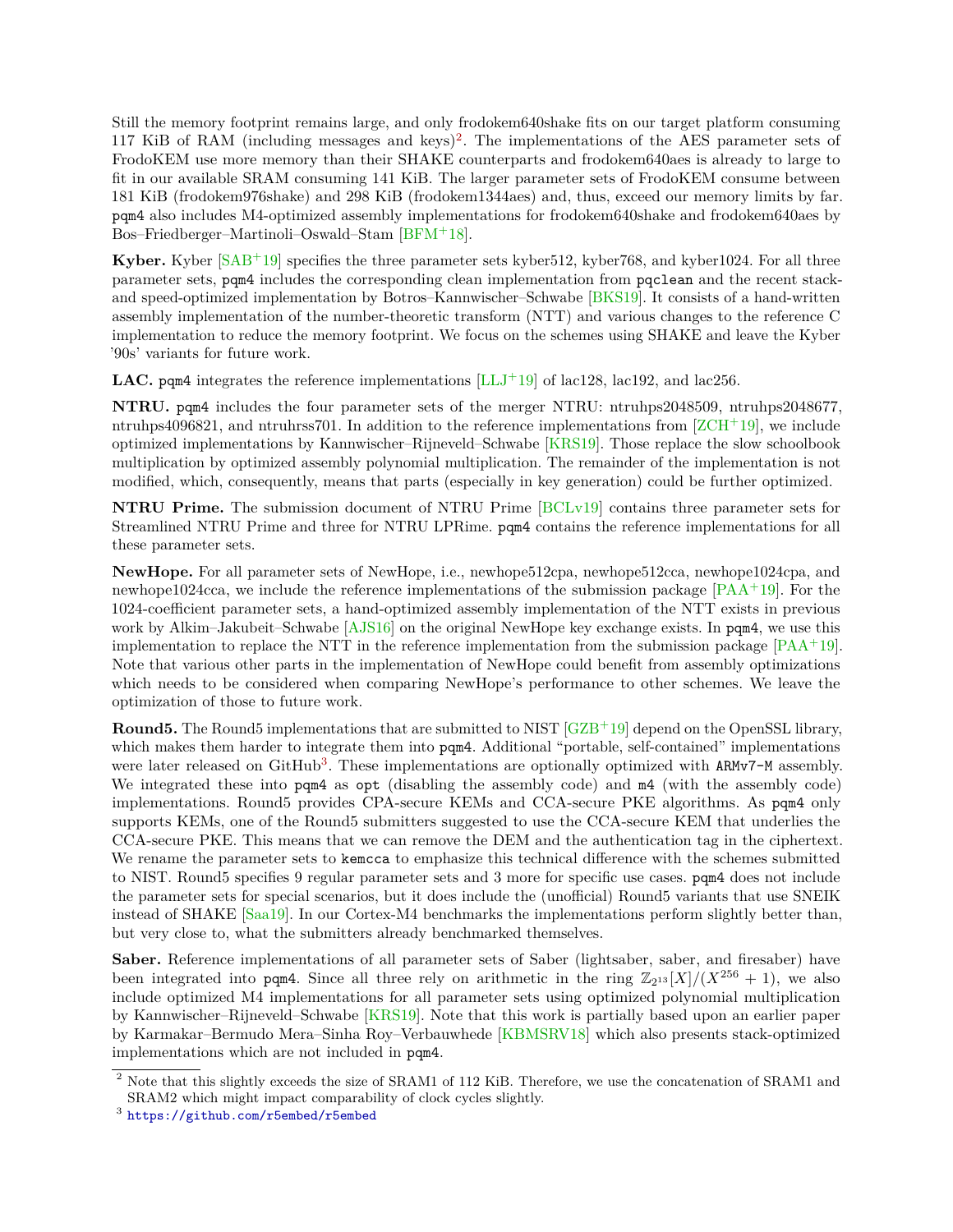Still the memory footprint remains large, and only frodokem640shake fits on our target platform consuming 117 KiB of RAM (including messages and keys)[2]. The implementations of the AES parameter sets of FrodoKEM use more memory than their SHAKE counterparts and frodokem640aes is already to large to fit in our available SRAM consuming 141 KiB. The larger parameter sets of FrodoKEM consume between 181 KiB (frodokem976shake) and 298 KiB (frodokem1344aes) and, thus, exceed our memory limits by far. `pqm4` also includes M4-optimized assembly implementations for frodokem640shake and frodokem640aes by Bos–Friedberger–Martinoli–Oswald–Stam [BFM+18].

**Kyber.** Kyber [SAB+19] specifies the three parameter sets kyber512, kyber768, and kyber1024. For all three parameter sets, `pqm4` includes the corresponding clean implementation from `pqclean` and the recent stack- and speed-optimized implementation by Botros–Kannwischer–Schwabe [BKS19]. It consists of a hand-written assembly implementation of the number-theoretic transform (NTT) and various changes to the reference C implementation to reduce the memory footprint. We focus on the schemes using SHAKE and leave the Kyber '90s' variants for future work.

**LAC.** `pqm4` integrates the reference implementations [LLJ+19] of lac128, lac192, and lac256.

**NTRU.** `pqm4` includes the four parameter sets of the merger NTRU: ntruhps2048509, ntruhps2048677, ntruhps4096821, and ntruhrss701. In addition to the reference implementations from [ZCH+19], we include optimized implementations by Kannwischer–Rijneveld–Schwabe [KRS19]. Those replace the slow schoolbook multiplication by optimized assembly polynomial multiplication. The remainder of the implementation is not modified, which, consequently, means that parts (especially in key generation) could be further optimized.

**NTRU Prime.** The submission document of NTRU Prime [BCLv19] contains three parameter sets for Streamlined NTRU Prime and three for NTRU LPRime. `pqm4` contains the reference implementations for all these parameter sets.

**NewHope.** For all parameter sets of NewHope, i.e., newhope512cpa, newhope512cca, newhope1024cpa, and newhope1024cca, we include the reference implementations of the submission package [PAA+19]. For the 1024-coefficient parameter sets, a hand-optimized assembly implementation of the NTT exists in previous work by Alkim–Jakubeit–Schwabe [AJS16] on the original NewHope key exchange exists. In `pqm4`, we use this implementation to replace the NTT in the reference implementation from the submission package [PAA+19]. Note that various other parts in the implementation of NewHope could benefit from assembly optimizations which needs to be considered when comparing NewHope's performance to other schemes. We leave the optimization of those to future work.

**Round5.** The Round5 implementations that are submitted to NIST [GZB+19] depend on the OpenSSL library, which makes them harder to integrate them into `pqm4`. Additional "portable, self-contained" implementations were later released on GitHub[3]. These implementations are optionally optimized with `ARMv7-M` assembly. We integrated these into `pqm4` as `opt` (disabling the assembly code) and `m4` (with the assembly code) implementations. Round5 provides CPA-secure KEMs and CCA-secure PKE algorithms. As `pqm4` only supports KEMs, one of the Round5 submitters suggested to use the CCA-secure KEM that underlies the CCA-secure PKE. This means that we can remove the DEM and the authentication tag in the ciphertext. We rename the parameter sets to `kemcca` to emphasize this technical difference with the schemes submitted to NIST. Round5 specifies 9 regular parameter sets and 3 more for specific use cases. `pqm4` does not include the parameter sets for special scenarios, but it does include the (unofficial) Round5 variants that use SNEIK instead of SHAKE [Saa19]. In our Cortex-M4 benchmarks the implementations perform slightly better than, but very close to, what the submitters already benchmarked themselves.

**Saber.** Reference implementations of all parameter sets of Saber (lightsaber, saber, and firesaber) have been integrated into `pqm4`. Since all three rely on arithmetic in the ring $\mathbb{Z}_{2^{13}}[X]/(X^{256}+1)$, we also include optimized M4 implementations for all parameter sets using optimized polynomial multiplication by Kannwischer–Rijneveld–Schwabe [KRS19]. Note that this work is partially based upon an earlier paper by Karmakar–Bermudo Mera–Sinha Roy–Verbauwhede [KBMSRV18] which also presents stack-optimized implementations which are not included in `pqm4`.

[2] Note that this slightly exceeds the size of SRAM1 of 112 KiB. Therefore, we use the concatenation of SRAM1 and SRAM2 which might impact comparability of clock cycles slightly.

[3] https://github.com/r5embed/r5embed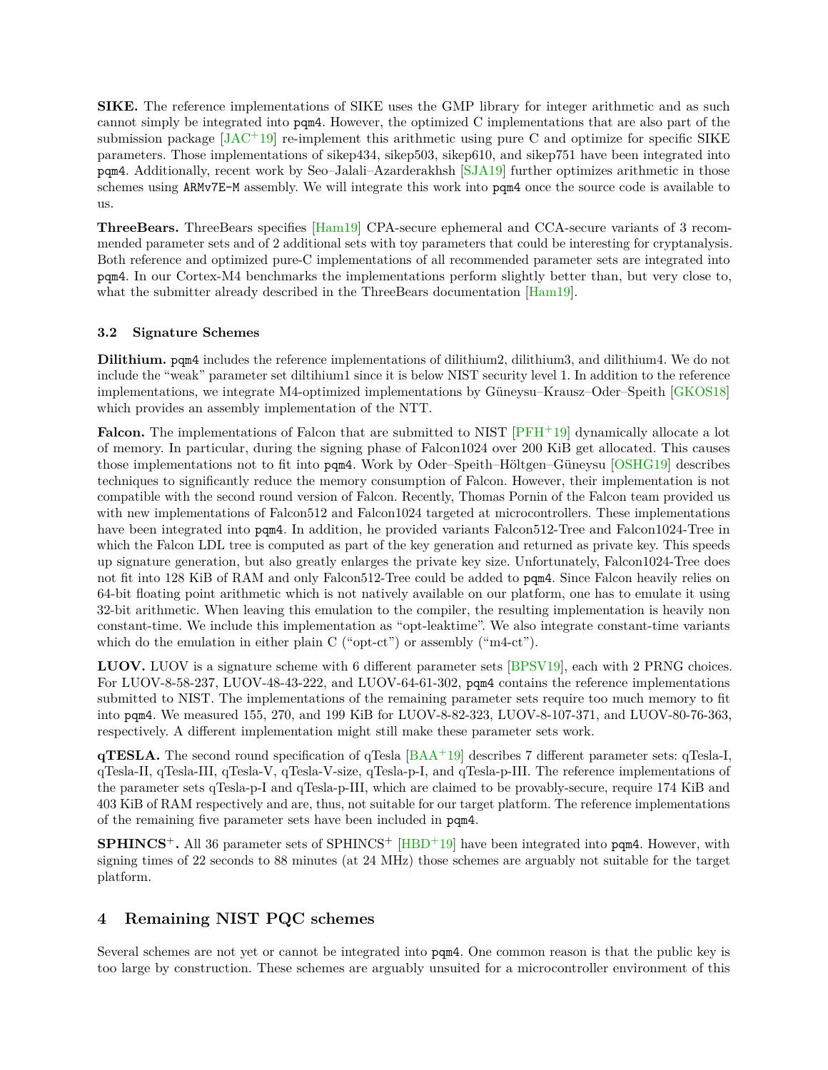**SIKE.** The reference implementations of SIKE uses the GMP library for integer arithmetic and as such cannot simply be integrated into `pqm4`. However, the optimized C implementations that are also part of the submission package [JAC+19] re-implement this arithmetic using pure C and optimize for specific SIKE parameters. Those implementations of sikep434, sikep503, sikep610, and sikep751 have been integrated into `pqm4`. Additionally, recent work by Seo–Jalali–Azarderakhsh [SJA19] further optimizes arithmetic in those schemes using `ARMv7E-M` assembly. We will integrate this work into `pqm4` once the source code is available to us.

**ThreeBears.** ThreeBears specifies [Ham19] CPA-secure ephemeral and CCA-secure variants of 3 recommended parameter sets and of 2 additional sets with toy parameters that could be interesting for cryptanalysis. Both reference and optimized pure-C implementations of all recommended parameter sets are integrated into `pqm4`. In our Cortex-M4 benchmarks the implementations perform slightly better than, but very close to, what the submitter already described in the ThreeBears documentation [Ham19].

### 3.2 Signature Schemes

**Dilithium.** `pqm4` includes the reference implementations of dilithium2, dilithium3, and dilithium4. We do not include the "weak" parameter set diltihium1 since it is below NIST security level 1. In addition to the reference implementations, we integrate M4-optimized implementations by Güneysu–Krausz–Oder–Speith [GKOS18] which provides an assembly implementation of the NTT.

**Falcon.** The implementations of Falcon that are submitted to NIST [PFH+19] dynamically allocate a lot of memory. In particular, during the signing phase of Falcon1024 over 200 KiB get allocated. This causes those implementations not to fit into `pqm4`. Work by Oder–Speith–Höltgen–Güneysu [OSHG19] describes techniques to significantly reduce the memory consumption of Falcon. However, their implementation is not compatible with the second round version of Falcon. Recently, Thomas Pornin of the Falcon team provided us with new implementations of Falcon512 and Falcon1024 targeted at microcontrollers. These implementations have been integrated into `pqm4`. In addition, he provided variants Falcon512-Tree and Falcon1024-Tree in which the Falcon LDL tree is computed as part of the key generation and returned as private key. This speeds up signature generation, but also greatly enlarges the private key size. Unfortunately, Falcon1024-Tree does not fit into 128 KiB of RAM and only Falcon512-Tree could be added to `pqm4`. Since Falcon heavily relies on 64-bit floating point arithmetic which is not natively available on our platform, one has to emulate it using 32-bit arithmetic. When leaving this emulation to the compiler, the resulting implementation is heavily non constant-time. We include this implementation as "opt-leaktime". We also integrate constant-time variants which do the emulation in either plain C ("opt-ct") or assembly ("m4-ct").

**LUOV.** LUOV is a signature scheme with 6 different parameter sets [BPSV19], each with 2 PRNG choices. For LUOV-8-58-237, LUOV-48-43-222, and LUOV-64-61-302, `pqm4` contains the reference implementations submitted to NIST. The implementations of the remaining parameter sets require too much memory to fit into `pqm4`. We measured 155, 270, and 199 KiB for LUOV-8-82-323, LUOV-8-107-371, and LUOV-80-76-363, respectively. A different implementation might still make these parameter sets work.

**qTESLA.** The second round specification of qTesla [BAA+19] describes 7 different parameter sets: qTesla-I, qTesla-II, qTesla-III, qTesla-V, qTesla-V-size, qTesla-p-I, and qTesla-p-III. The reference implementations of the parameter sets qTesla-p-I and qTesla-p-III, which are claimed to be provably-secure, require 174 KiB and 403 KiB of RAM respectively and are, thus, not suitable for our target platform. The reference implementations of the remaining five parameter sets have been included in `pqm4`.

**SPHINCS$^+$.** All 36 parameter sets of SPHINCS$^+$ [HBD+19] have been integrated into `pqm4`. However, with signing times of 22 seconds to 88 minutes (at 24 MHz) those schemes are arguably not suitable for the target platform.

## 4 Remaining NIST PQC schemes

Several schemes are not yet or cannot be integrated into `pqm4`. One common reason is that the public key is too large by construction. These schemes are arguably unsuited for a microcontroller environment of this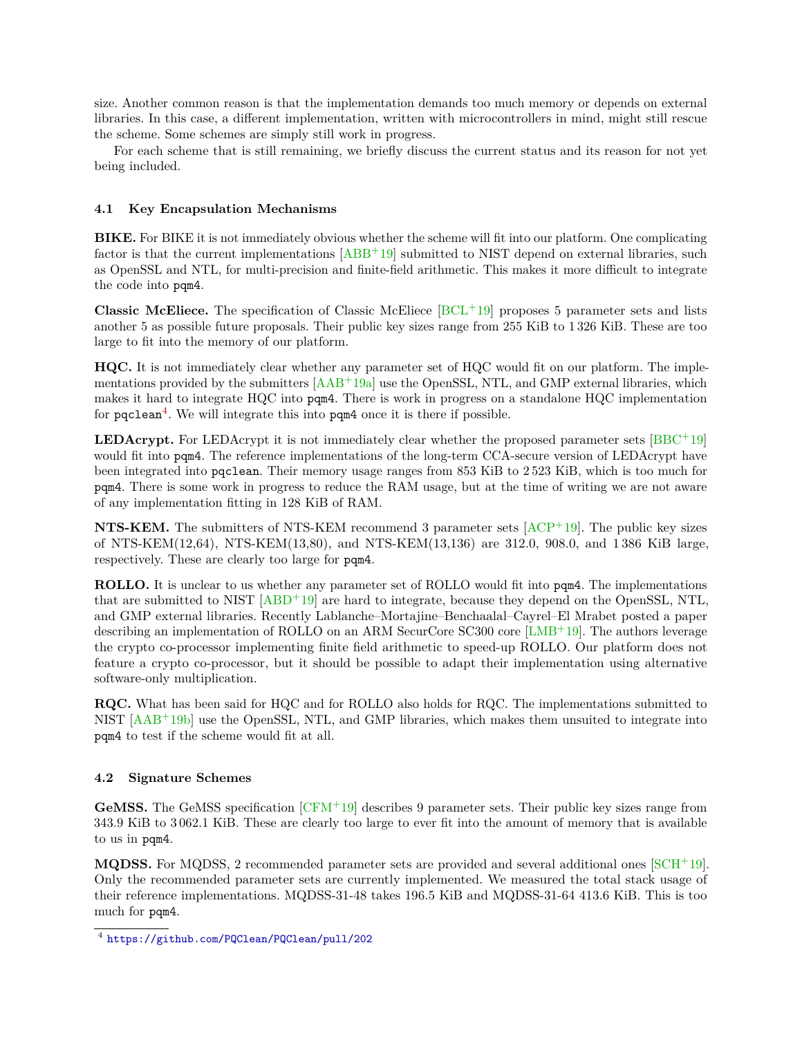size. Another common reason is that the implementation demands too much memory or depends on external libraries. In this case, a different implementation, written with microcontrollers in mind, might still rescue the scheme. Some schemes are simply still work in progress.

For each scheme that is still remaining, we briefly discuss the current status and its reason for not yet being included.

### 4.1 Key Encapsulation Mechanisms

**BIKE.** For BIKE it is not immediately obvious whether the scheme will fit into our platform. One complicating factor is that the current implementations [ABB+19] submitted to NIST depend on external libraries, such as OpenSSL and NTL, for multi-precision and finite-field arithmetic. This makes it more difficult to integrate the code into `pqm4`.

**Classic McEliece.** The specification of Classic McEliece [BCL+19] proposes 5 parameter sets and lists another 5 as possible future proposals. Their public key sizes range from 255 KiB to 1 326 KiB. These are too large to fit into the memory of our platform.

**HQC.** It is not immediately clear whether any parameter set of HQC would fit on our platform. The implementations provided by the submitters [AAB+19a] use the OpenSSL, NTL, and GMP external libraries, which makes it hard to integrate HQC into `pqm4`. There is work in progress on a standalone HQC implementation for `pqclean`[4]. We will integrate this into `pqm4` once it is there if possible.

**LEDAcrypt.** For LEDAcrypt it is not immediately clear whether the proposed parameter sets [BBC+19] would fit into `pqm4`. The reference implementations of the long-term CCA-secure version of LEDAcrypt have been integrated into `pqclean`. Their memory usage ranges from 853 KiB to 2 523 KiB, which is too much for `pqm4`. There is some work in progress to reduce the RAM usage, but at the time of writing we are not aware of any implementation fitting in 128 KiB of RAM.

**NTS-KEM.** The submitters of NTS-KEM recommend 3 parameter sets [ACP+19]. The public key sizes of NTS-KEM(12,64), NTS-KEM(13,80), and NTS-KEM(13,136) are 312.0, 908.0, and 1 386 KiB large, respectively. These are clearly too large for `pqm4`.

**ROLLO.** It is unclear to us whether any parameter set of ROLLO would fit into `pqm4`. The implementations that are submitted to NIST [ABD+19] are hard to integrate, because they depend on the OpenSSL, NTL, and GMP external libraries. Recently Lablanche–Mortajine–Benchaalal–Cayrel–El Mrabet posted a paper describing an implementation of ROLLO on an ARM SecurCore SC300 core [LMB+19]. The authors leverage the crypto co-processor implementing finite field arithmetic to speed-up ROLLO. Our platform does not feature a crypto co-processor, but it should be possible to adapt their implementation using alternative software-only multiplication.

**RQC.** What has been said for HQC and for ROLLO also holds for RQC. The implementations submitted to NIST [AAB+19b] use the OpenSSL, NTL, and GMP libraries, which makes them unsuited to integrate into `pqm4` to test if the scheme would fit at all.

### 4.2 Signature Schemes

**GeMSS.** The GeMSS specification [CFM+19] describes 9 parameter sets. Their public key sizes range from 343.9 KiB to 3 062.1 KiB. These are clearly too large to ever fit into the amount of memory that is available to us in `pqm4`.

**MQDSS.** For MQDSS, 2 recommended parameter sets are provided and several additional ones [SCH+19]. Only the recommended parameter sets are currently implemented. We measured the total stack usage of their reference implementations. MQDSS-31-48 takes 196.5 KiB and MQDSS-31-64 413.6 KiB. This is too much for `pqm4`.

[4] https://github.com/PQClean/PQClean/pull/202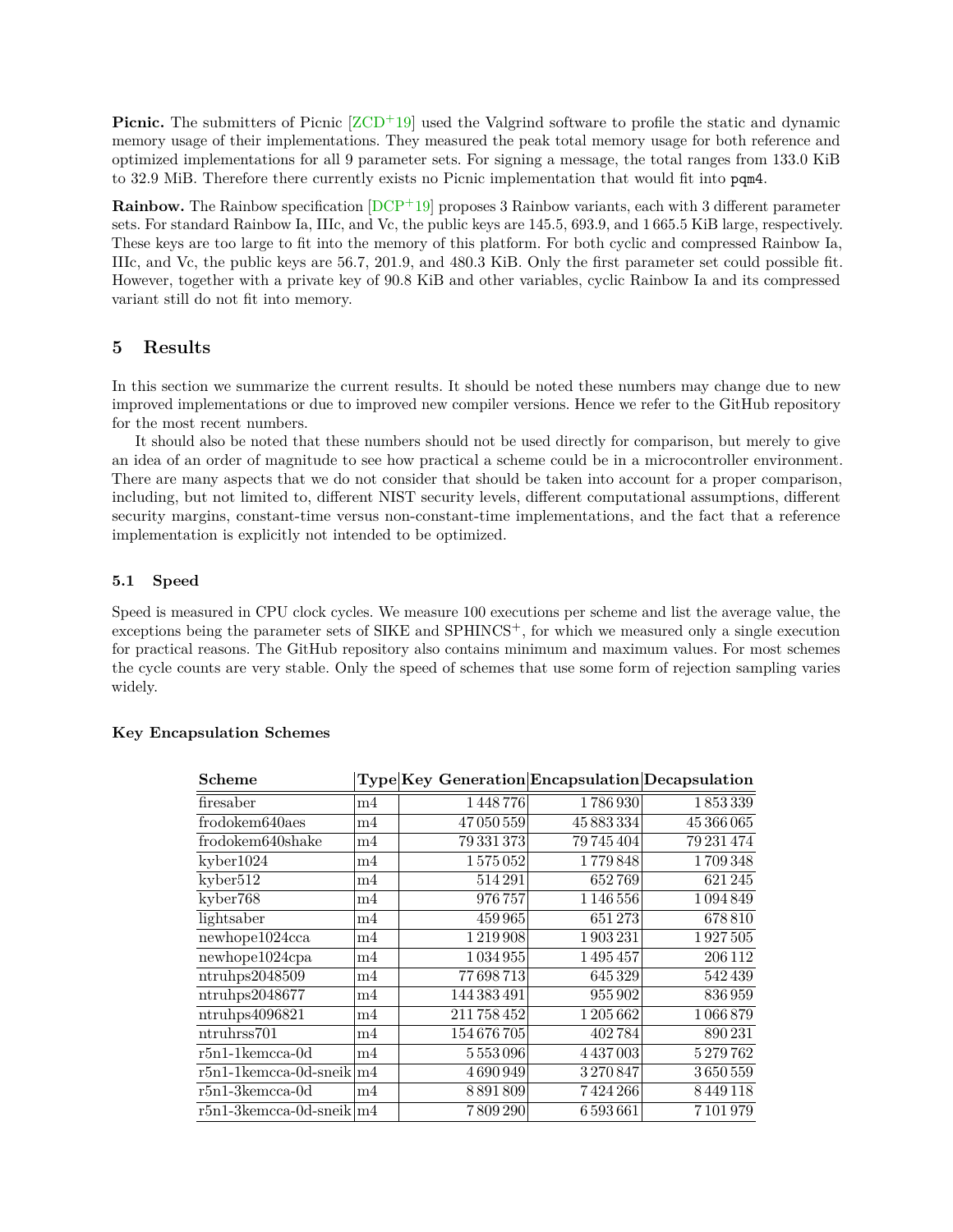**Picnic.** The submitters of Picnic [ZCD+19] used the Valgrind software to profile the static and dynamic memory usage of their implementations. They measured the peak total memory usage for both reference and optimized implementations for all 9 parameter sets. For signing a message, the total ranges from 133.0 KiB to 32.9 MiB. Therefore there currently exists no Picnic implementation that would fit into pqm4.

**Rainbow.** The Rainbow specification [DCP+19] proposes 3 Rainbow variants, each with 3 different parameter sets. For standard Rainbow Ia, IIIc, and Vc, the public keys are 145.5, 693.9, and 1 665.5 KiB large, respectively. These keys are too large to fit into the memory of this platform. For both cyclic and compressed Rainbow Ia, IIIc, and Vc, the public keys are 56.7, 201.9, and 480.3 KiB. Only the first parameter set could possible fit. However, together with a private key of 90.8 KiB and other variables, cyclic Rainbow Ia and its compressed variant still do not fit into memory.

## 5 Results

In this section we summarize the current results. It should be noted these numbers may change due to new improved implementations or due to improved new compiler versions. Hence we refer to the GitHub repository for the most recent numbers.

It should also be noted that these numbers should not be used directly for comparison, but merely to give an idea of an order of magnitude to see how practical a scheme could be in a microcontroller environment. There are many aspects that we do not consider that should be taken into account for a proper comparison, including, but not limited to, different NIST security levels, different computational assumptions, different security margins, constant-time versus non-constant-time implementations, and the fact that a reference implementation is explicitly not intended to be optimized.

### 5.1 Speed

Speed is measured in CPU clock cycles. We measure 100 executions per scheme and list the average value, the exceptions being the parameter sets of SIKE and SPHINCS$^+$, for which we measured only a single execution for practical reasons. The GitHub repository also contains minimum and maximum values. For most schemes the cycle counts are very stable. Only the speed of schemes that use some form of rejection sampling varies widely.

#### Key Encapsulation Schemes

| Scheme | Type | Key Generation | Encapsulation | Decapsulation |
|---|---|---:|---:|---:|
| firesaber | m4 | 1 448 776 | 1 786 930 | 1 853 339 |
| frodokem640aes | m4 | 47 050 559 | 45 883 334 | 45 366 065 |
| frodokem640shake | m4 | 79 331 373 | 79 745 404 | 79 231 474 |
| kyber1024 | m4 | 1 575 052 | 1 779 848 | 1 709 348 |
| kyber512 | m4 | 514 291 | 652 769 | 621 245 |
| kyber768 | m4 | 976 757 | 1 146 556 | 1 094 849 |
| lightsaber | m4 | 459 965 | 651 273 | 678 810 |
| newhope1024cca | m4 | 1 219 908 | 1 903 231 | 1 927 505 |
| newhope1024cpa | m4 | 1 034 955 | 1 495 457 | 206 112 |
| ntruhps2048509 | m4 | 77 698 713 | 645 329 | 542 439 |
| ntruhps2048677 | m4 | 144 383 491 | 955 902 | 836 959 |
| ntruhps4096821 | m4 | 211 758 452 | 1 205 662 | 1 066 879 |
| ntruhrss701 | m4 | 154 676 705 | 402 784 | 890 231 |
| r5n1-1kemcca-0d | m4 | 5 553 096 | 4 437 003 | 5 279 762 |
| r5n1-1kemcca-0d-sneik | m4 | 4 690 949 | 3 270 847 | 3 650 559 |
| r5n1-3kemcca-0d | m4 | 8 891 809 | 7 424 266 | 8 449 118 |
| r5n1-3kemcca-0d-sneik | m4 | 7 809 290 | 6 593 661 | 7 101 979 |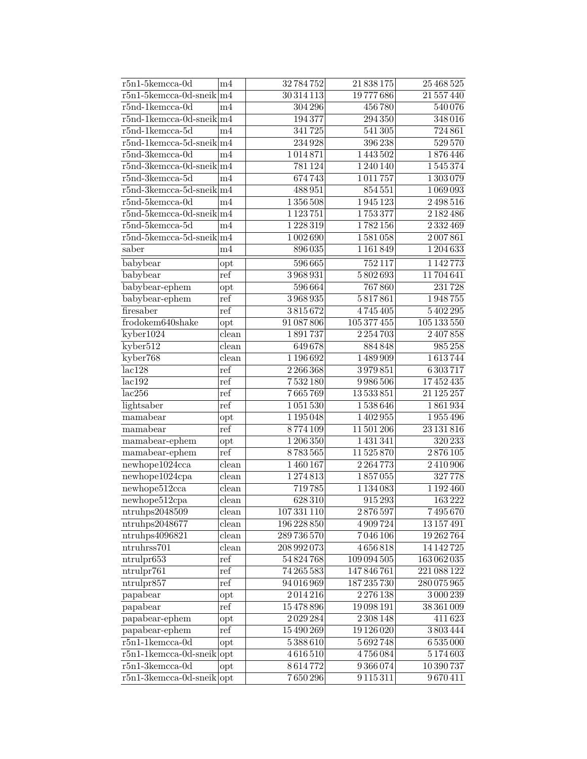| | | | | |
|---|---|---|---|---|
| r5n1-5kemcca-0d | m4 | 32 784 752 | 21 838 175 | 25 468 525 |
| r5n1-5kemcca-0d-sneik | m4 | 30 314 113 | 19 777 686 | 21 557 440 |
| r5nd-1kemcca-0d | m4 | 304 296 | 456 780 | 540 076 |
| r5nd-1kemcca-0d-sneik | m4 | 194 377 | 294 350 | 348 016 |
| r5nd-1kemcca-5d | m4 | 341 725 | 541 305 | 724 861 |
| r5nd-1kemcca-5d-sneik | m4 | 234 928 | 396 238 | 529 570 |
| r5nd-3kemcca-0d | m4 | 1 014 871 | 1 443 502 | 1 876 446 |
| r5nd-3kemcca-0d-sneik | m4 | 781 124 | 1 240 140 | 1 545 374 |
| r5nd-3kemcca-5d | m4 | 674 743 | 1 011 757 | 1 303 079 |
| r5nd-3kemcca-5d-sneik | m4 | 488 951 | 854 551 | 1 069 093 |
| r5nd-5kemcca-0d | m4 | 1 356 508 | 1 945 123 | 2 498 516 |
| r5nd-5kemcca-0d-sneik | m4 | 1 123 751 | 1 753 377 | 2 182 486 |
| r5nd-5kemcca-5d | m4 | 1 228 319 | 1 782 156 | 2 332 469 |
| r5nd-5kemcca-5d-sneik | m4 | 1 002 690 | 1 581 058 | 2 007 861 |
| saber | m4 | 896 035 | 1 161 849 | 1 204 633 |
| babybear | opt | 596 665 | 752 117 | 1 142 773 |
| babybear | ref | 3 968 931 | 5 802 693 | 11 704 641 |
| babybear-ephem | opt | 596 664 | 767 860 | 231 728 |
| babybear-ephem | ref | 3 968 935 | 5 817 861 | 1 948 755 |
| firesaber | ref | 3 815 672 | 4 745 405 | 5 402 295 |
| frodokem640shake | opt | 91 087 806 | 105 377 455 | 105 133 550 |
| kyber1024 | clean | 1 891 737 | 2 254 703 | 2 407 858 |
| kyber512 | clean | 649 678 | 884 848 | 985 258 |
| kyber768 | clean | 1 196 692 | 1 489 909 | 1 613 744 |
| lac128 | ref | 2 266 368 | 3 979 851 | 6 303 717 |
| lac192 | ref | 7 532 180 | 9 986 506 | 17 452 435 |
| lac256 | ref | 7 665 769 | 13 533 851 | 21 125 257 |
| lightsaber | ref | 1 051 530 | 1 538 646 | 1 861 934 |
| mamabear | opt | 1 195 048 | 1 402 955 | 1 955 496 |
| mamabear | ref | 8 774 109 | 11 501 206 | 23 131 816 |
| mamabear-ephem | opt | 1 206 350 | 1 431 341 | 320 233 |
| mamabear-ephem | ref | 8 783 565 | 11 525 870 | 2 876 105 |
| newhope1024cca | clean | 1 460 167 | 2 264 773 | 2 410 906 |
| newhope1024cpa | clean | 1 274 813 | 1 857 055 | 327 778 |
| newhope512cca | clean | 719 785 | 1 134 083 | 1 192 460 |
| newhope512cpa | clean | 628 310 | 915 293 | 163 222 |
| ntruhps2048509 | clean | 107 331 110 | 2 876 597 | 7 495 670 |
| ntruhps2048677 | clean | 196 228 850 | 4 909 724 | 13 157 491 |
| ntruhps4096821 | clean | 289 736 570 | 7 046 106 | 19 262 764 |
| ntruhrss701 | clean | 208 992 073 | 4 656 818 | 14 142 725 |
| ntrulpr653 | ref | 54 824 768 | 109 094 505 | 163 062 035 |
| ntrulpr761 | ref | 74 265 583 | 147 846 761 | 221 088 122 |
| ntrulpr857 | ref | 94 016 969 | 187 235 730 | 280 075 965 |
| papabear | opt | 2 014 216 | 2 276 138 | 3 000 239 |
| papabear | ref | 15 478 896 | 19 098 191 | 38 361 009 |
| papabear-ephem | opt | 2 029 284 | 2 308 148 | 411 623 |
| papabear-ephem | ref | 15 490 269 | 19 126 020 | 3 803 444 |
| r5n1-1kemcca-0d | opt | 5 388 610 | 5 692 748 | 6 535 000 |
| r5n1-1kemcca-0d-sneik | opt | 4 616 510 | 4 756 084 | 5 174 603 |
| r5n1-3kemcca-0d | opt | 8 614 772 | 9 366 074 | 10 390 737 |
| r5n1-3kemcca-0d-sneik | opt | 7 650 296 | 9 115 311 | 9 670 411 |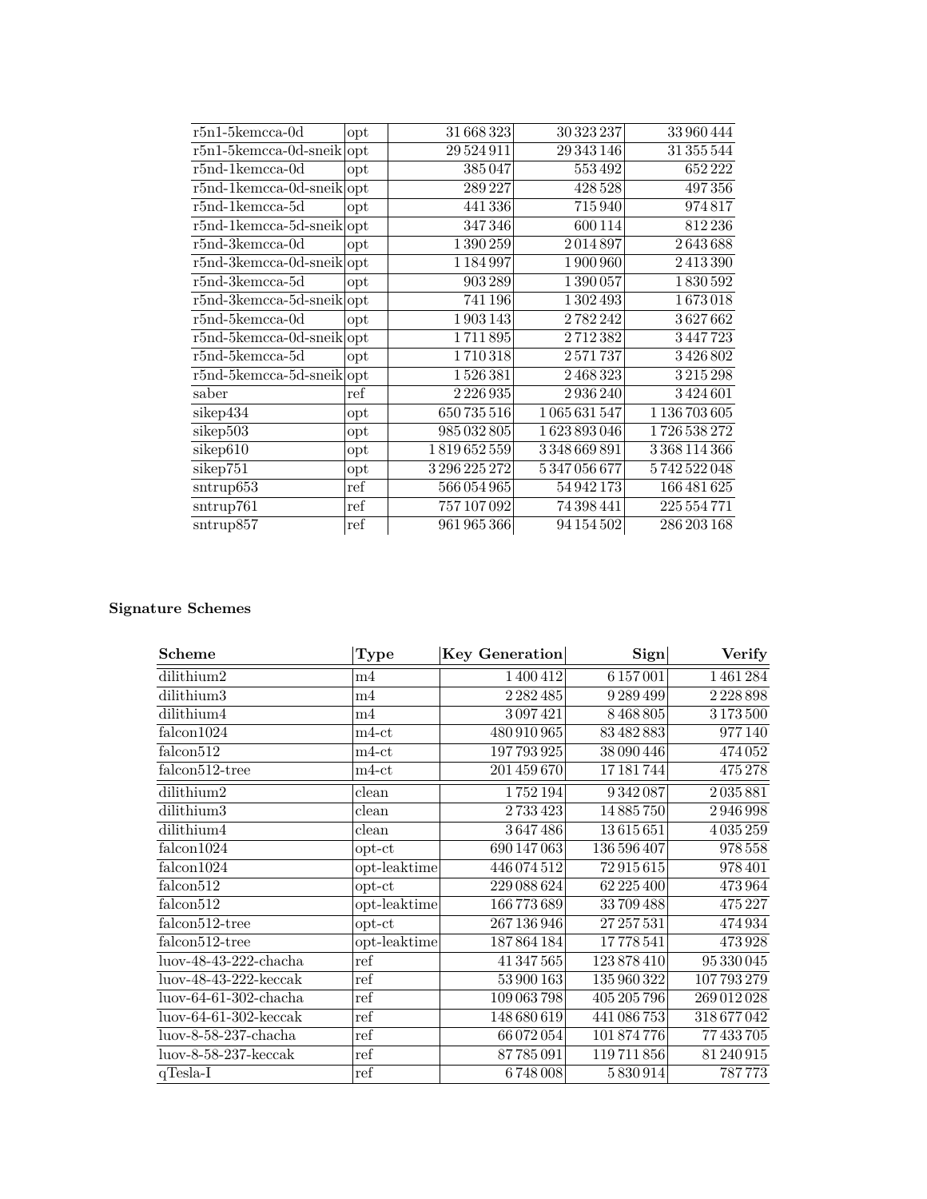| | | | | |
|---|---|---|---|---|
| r5n1-5kemcca-0d | opt | 31 668 323 | 30 323 237 | 33 960 444 |
| r5n1-5kemcca-0d-sneik | opt | 29 524 911 | 29 343 146 | 31 355 544 |
| r5nd-1kemcca-0d | opt | 385 047 | 553 492 | 652 222 |
| r5nd-1kemcca-0d-sneik | opt | 289 227 | 428 528 | 497 356 |
| r5nd-1kemcca-5d | opt | 441 336 | 715 940 | 974 817 |
| r5nd-1kemcca-5d-sneik | opt | 347 346 | 600 114 | 812 236 |
| r5nd-3kemcca-0d | opt | 1 390 259 | 2 014 897 | 2 643 688 |
| r5nd-3kemcca-0d-sneik | opt | 1 184 997 | 1 900 960 | 2 413 390 |
| r5nd-3kemcca-5d | opt | 903 289 | 1 390 057 | 1 830 592 |
| r5nd-3kemcca-5d-sneik | opt | 741 196 | 1 302 493 | 1 673 018 |
| r5nd-5kemcca-0d | opt | 1 903 143 | 2 782 242 | 3 627 662 |
| r5nd-5kemcca-0d-sneik | opt | 1 711 895 | 2 712 382 | 3 447 723 |
| r5nd-5kemcca-5d | opt | 1 710 318 | 2 571 737 | 3 426 802 |
| r5nd-5kemcca-5d-sneik | opt | 1 526 381 | 2 468 323 | 3 215 298 |
| saber | ref | 2 226 935 | 2 936 240 | 3 424 601 |
| sikep434 | opt | 650 735 516 | 1 065 631 547 | 1 136 703 605 |
| sikep503 | opt | 985 032 805 | 1 623 893 046 | 1 726 538 272 |
| sikep610 | opt | 1 819 652 559 | 3 348 669 891 | 3 368 114 366 |
| sikep751 | opt | 3 296 225 272 | 5 347 056 677 | 5 742 522 048 |
| sntrup653 | ref | 566 054 965 | 54 942 173 | 166 481 625 |
| sntrup761 | ref | 757 107 092 | 74 398 441 | 225 554 771 |
| sntrup857 | ref | 961 965 366 | 94 154 502 | 286 203 168 |

**Signature Schemes**

| Scheme | Type | Key Generation | Sign | Verify |
|---|---|---|---|---|
| dilithium2 | m4 | 1 400 412 | 6 157 001 | 1 461 284 |
| dilithium3 | m4 | 2 282 485 | 9 289 499 | 2 228 898 |
| dilithium4 | m4 | 3 097 421 | 8 468 805 | 3 173 500 |
| falcon1024 | m4-ct | 480 910 965 | 83 482 883 | 977 140 |
| falcon512 | m4-ct | 197 793 925 | 38 090 446 | 474 052 |
| falcon512-tree | m4-ct | 201 459 670 | 17 181 744 | 475 278 |
| dilithium2 | clean | 1 752 194 | 9 342 087 | 2 035 881 |
| dilithium3 | clean | 2 733 423 | 14 885 750 | 2 946 998 |
| dilithium4 | clean | 3 647 486 | 13 615 651 | 4 035 259 |
| falcon1024 | opt-ct | 690 147 063 | 136 596 407 | 978 558 |
| falcon1024 | opt-leaktime | 446 074 512 | 72 915 615 | 978 401 |
| falcon512 | opt-ct | 229 088 624 | 62 225 400 | 473 964 |
| falcon512 | opt-leaktime | 166 773 689 | 33 709 488 | 475 227 |
| falcon512-tree | opt-ct | 267 136 946 | 27 257 531 | 474 934 |
| falcon512-tree | opt-leaktime | 187 864 184 | 17 778 541 | 473 928 |
| luov-48-43-222-chacha | ref | 41 347 565 | 123 878 410 | 95 330 045 |
| luov-48-43-222-keccak | ref | 53 900 163 | 135 960 322 | 107 793 279 |
| luov-64-61-302-chacha | ref | 109 063 798 | 405 205 796 | 269 012 028 |
| luov-64-61-302-keccak | ref | 148 680 619 | 441 086 753 | 318 677 042 |
| luov-8-58-237-chacha | ref | 66 072 054 | 101 874 776 | 77 433 705 |
| luov-8-58-237-keccak | ref | 87 785 091 | 119 711 856 | 81 240 915 |
| qTesla-I | ref | 6 748 008 | 5 830 914 | 787 773 |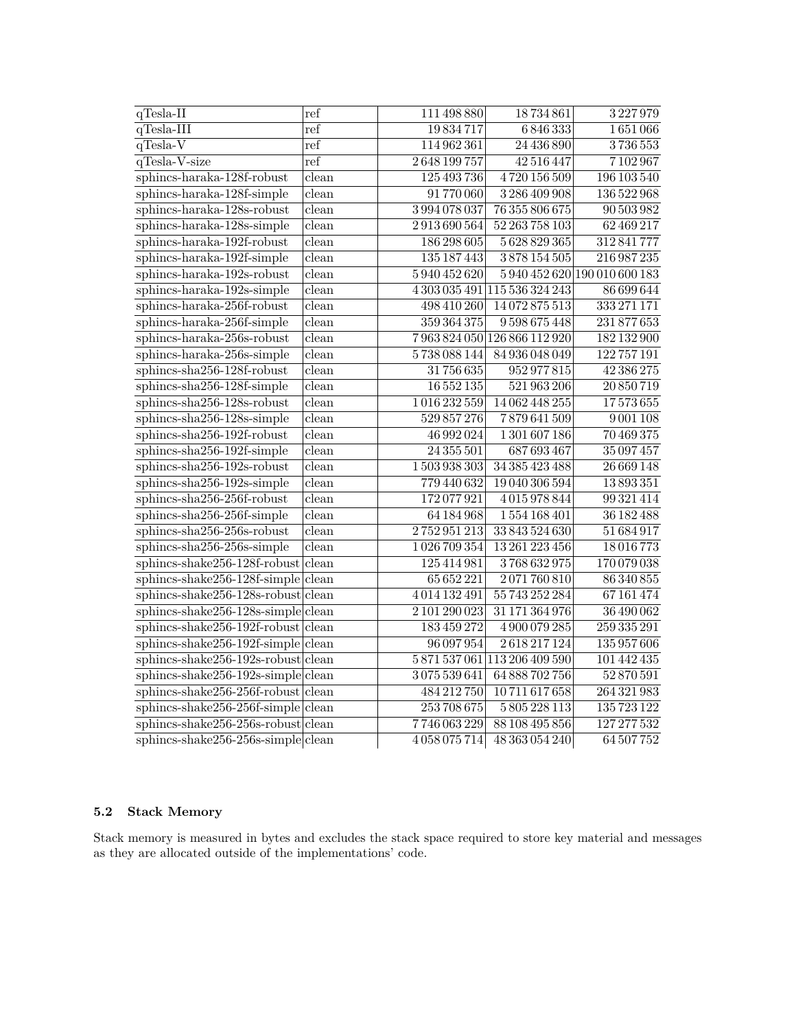| | | | | |
|---|---|---|---|---|
| qTesla-II | ref | 111 498 880 | 18 734 861 | 3 227 979 |
| qTesla-III | ref | 19 834 717 | 6 846 333 | 1 651 066 |
| qTesla-V | ref | 114 962 361 | 24 436 890 | 3 736 553 |
| qTesla-V-size | ref | 2 648 199 757 | 42 516 447 | 7 102 967 |
| sphincs-haraka-128f-robust | clean | 125 493 736 | 4 720 156 509 | 196 103 540 |
| sphincs-haraka-128f-simple | clean | 91 770 060 | 3 286 409 908 | 136 522 968 |
| sphincs-haraka-128s-robust | clean | 3 994 078 037 | 76 355 806 675 | 90 503 982 |
| sphincs-haraka-128s-simple | clean | 2 913 690 564 | 52 263 758 103 | 62 469 217 |
| sphincs-haraka-192f-robust | clean | 186 298 605 | 5 628 829 365 | 312 841 777 |
| sphincs-haraka-192f-simple | clean | 135 187 443 | 3 878 154 505 | 216 987 235 |
| sphincs-haraka-192s-robust | clean | 5 940 452 620 | 5 940 452 620 | 190 010 600 183 |
| sphincs-haraka-192s-simple | clean | 4 303 035 491 | 115 536 324 243 | 86 699 644 |
| sphincs-haraka-256f-robust | clean | 498 410 260 | 14 072 875 513 | 333 271 171 |
| sphincs-haraka-256f-simple | clean | 359 364 375 | 9 598 675 448 | 231 877 653 |
| sphincs-haraka-256s-robust | clean | 7 963 824 050 | 126 866 112 920 | 182 132 900 |
| sphincs-haraka-256s-simple | clean | 5 738 088 144 | 84 936 048 049 | 122 757 191 |
| sphincs-sha256-128f-robust | clean | 31 756 635 | 952 977 815 | 42 386 275 |
| sphincs-sha256-128f-simple | clean | 16 552 135 | 521 963 206 | 20 850 719 |
| sphincs-sha256-128s-robust | clean | 1 016 232 559 | 14 062 448 255 | 17 573 655 |
| sphincs-sha256-128s-simple | clean | 529 857 276 | 7 879 641 509 | 9 001 108 |
| sphincs-sha256-192f-robust | clean | 46 992 024 | 1 301 607 186 | 70 469 375 |
| sphincs-sha256-192f-simple | clean | 24 355 501 | 687 693 467 | 35 097 457 |
| sphincs-sha256-192s-robust | clean | 1 503 938 303 | 34 385 423 488 | 26 669 148 |
| sphincs-sha256-192s-simple | clean | 779 440 632 | 19 040 306 594 | 13 893 351 |
| sphincs-sha256-256f-robust | clean | 172 077 921 | 4 015 978 844 | 99 321 414 |
| sphincs-sha256-256f-simple | clean | 64 184 968 | 1 554 168 401 | 36 182 488 |
| sphincs-sha256-256s-robust | clean | 2 752 951 213 | 33 843 524 630 | 51 684 917 |
| sphincs-sha256-256s-simple | clean | 1 026 709 354 | 13 261 223 456 | 18 016 773 |
| sphincs-shake256-128f-robust | clean | 125 414 981 | 3 768 632 975 | 170 079 038 |
| sphincs-shake256-128f-simple | clean | 65 652 221 | 2 071 760 810 | 86 340 855 |
| sphincs-shake256-128s-robust | clean | 4 014 132 491 | 55 743 252 284 | 67 161 474 |
| sphincs-shake256-128s-simple | clean | 2 101 290 023 | 31 171 364 976 | 36 490 062 |
| sphincs-shake256-192f-robust | clean | 183 459 272 | 4 900 079 285 | 259 335 291 |
| sphincs-shake256-192f-simple | clean | 96 097 954 | 2 618 217 124 | 135 957 606 |
| sphincs-shake256-192s-robust | clean | 5 871 537 061 | 113 206 409 590 | 101 442 435 |
| sphincs-shake256-192s-simple | clean | 3 075 539 641 | 64 888 702 756 | 52 870 591 |
| sphincs-shake256-256f-robust | clean | 484 212 750 | 10 711 617 658 | 264 321 983 |
| sphincs-shake256-256f-simple | clean | 253 708 675 | 5 805 228 113 | 135 723 122 |
| sphincs-shake256-256s-robust | clean | 7 746 063 229 | 88 108 495 856 | 127 277 532 |
| sphincs-shake256-256s-simple | clean | 4 058 075 714 | 48 363 054 240 | 64 507 752 |

### 5.2 Stack Memory

Stack memory is measured in bytes and excludes the stack space required to store key material and messages as they are allocated outside of the implementations' code.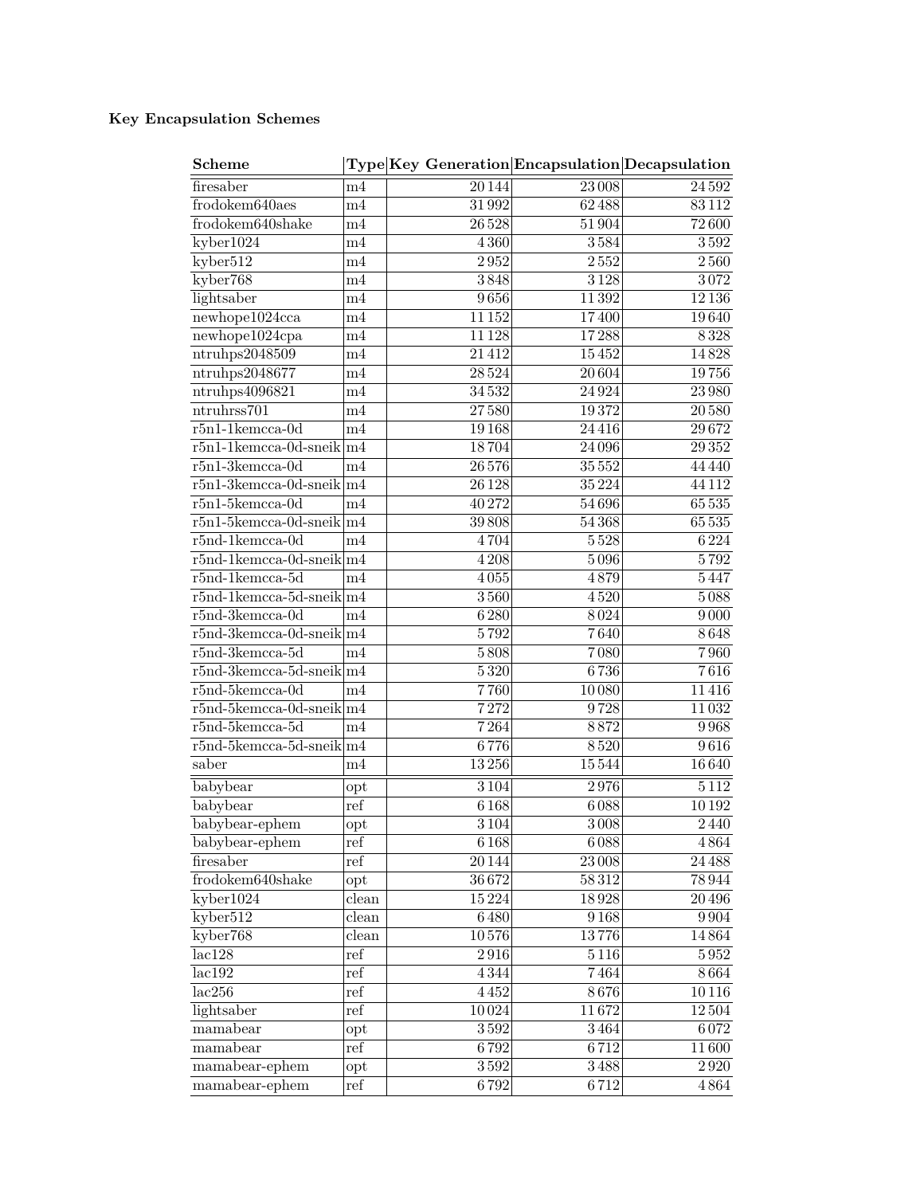### Key Encapsulation Schemes

| Scheme | Type | Key Generation | Encapsulation | Decapsulation |
|---|---|---|---|---|
| firesaber | m4 | 20 144 | 23 008 | 24 592 |
| frodokem640aes | m4 | 31 992 | 62 488 | 83 112 |
| frodokem640shake | m4 | 26 528 | 51 904 | 72 600 |
| kyber1024 | m4 | 4 360 | 3 584 | 3 592 |
| kyber512 | m4 | 2 952 | 2 552 | 2 560 |
| kyber768 | m4 | 3 848 | 3 128 | 3 072 |
| lightsaber | m4 | 9 656 | 11 392 | 12 136 |
| newhope1024cca | m4 | 11 152 | 17 400 | 19 640 |
| newhope1024cpa | m4 | 11 128 | 17 288 | 8 328 |
| ntruhps2048509 | m4 | 21 412 | 15 452 | 14 828 |
| ntruhps2048677 | m4 | 28 524 | 20 604 | 19 756 |
| ntruhps4096821 | m4 | 34 532 | 24 924 | 23 980 |
| ntruhrss701 | m4 | 27 580 | 19 372 | 20 580 |
| r5n1-1kemcca-0d | m4 | 19 168 | 24 416 | 29 672 |
| r5n1-1kemcca-0d-sneik | m4 | 18 704 | 24 096 | 29 352 |
| r5n1-3kemcca-0d | m4 | 26 576 | 35 552 | 44 440 |
| r5n1-3kemcca-0d-sneik | m4 | 26 128 | 35 224 | 44 112 |
| r5n1-5kemcca-0d | m4 | 40 272 | 54 696 | 65 535 |
| r5n1-5kemcca-0d-sneik | m4 | 39 808 | 54 368 | 65 535 |
| r5nd-1kemcca-0d | m4 | 4 704 | 5 528 | 6 224 |
| r5nd-1kemcca-0d-sneik | m4 | 4 208 | 5 096 | 5 792 |
| r5nd-1kemcca-5d | m4 | 4 055 | 4 879 | 5 447 |
| r5nd-1kemcca-5d-sneik | m4 | 3 560 | 4 520 | 5 088 |
| r5nd-3kemcca-0d | m4 | 6 280 | 8 024 | 9 000 |
| r5nd-3kemcca-0d-sneik | m4 | 5 792 | 7 640 | 8 648 |
| r5nd-3kemcca-5d | m4 | 5 808 | 7 080 | 7 960 |
| r5nd-3kemcca-5d-sneik | m4 | 5 320 | 6 736 | 7 616 |
| r5nd-5kemcca-0d | m4 | 7 760 | 10 080 | 11 416 |
| r5nd-5kemcca-0d-sneik | m4 | 7 272 | 9 728 | 11 032 |
| r5nd-5kemcca-5d | m4 | 7 264 | 8 872 | 9 968 |
| r5nd-5kemcca-5d-sneik | m4 | 6 776 | 8 520 | 9 616 |
| saber | m4 | 13 256 | 15 544 | 16 640 |
| babybear | opt | 3 104 | 2 976 | 5 112 |
| babybear | ref | 6 168 | 6 088 | 10 192 |
| babybear-ephem | opt | 3 104 | 3 008 | 2 440 |
| babybear-ephem | ref | 6 168 | 6 088 | 4 864 |
| firesaber | ref | 20 144 | 23 008 | 24 488 |
| frodokem640shake | opt | 36 672 | 58 312 | 78 944 |
| kyber1024 | clean | 15 224 | 18 928 | 20 496 |
| kyber512 | clean | 6 480 | 9 168 | 9 904 |
| kyber768 | clean | 10 576 | 13 776 | 14 864 |
| lac128 | ref | 2 916 | 5 116 | 5 952 |
| lac192 | ref | 4 344 | 7 464 | 8 664 |
| lac256 | ref | 4 452 | 8 676 | 10 116 |
| lightsaber | ref | 10 024 | 11 672 | 12 504 |
| mamabear | opt | 3 592 | 3 464 | 6 072 |
| mamabear | ref | 6 792 | 6 712 | 11 600 |
| mamabear-ephem | opt | 3 592 | 3 488 | 2 920 |
| mamabear-ephem | ref | 6 792 | 6 712 | 4 864 |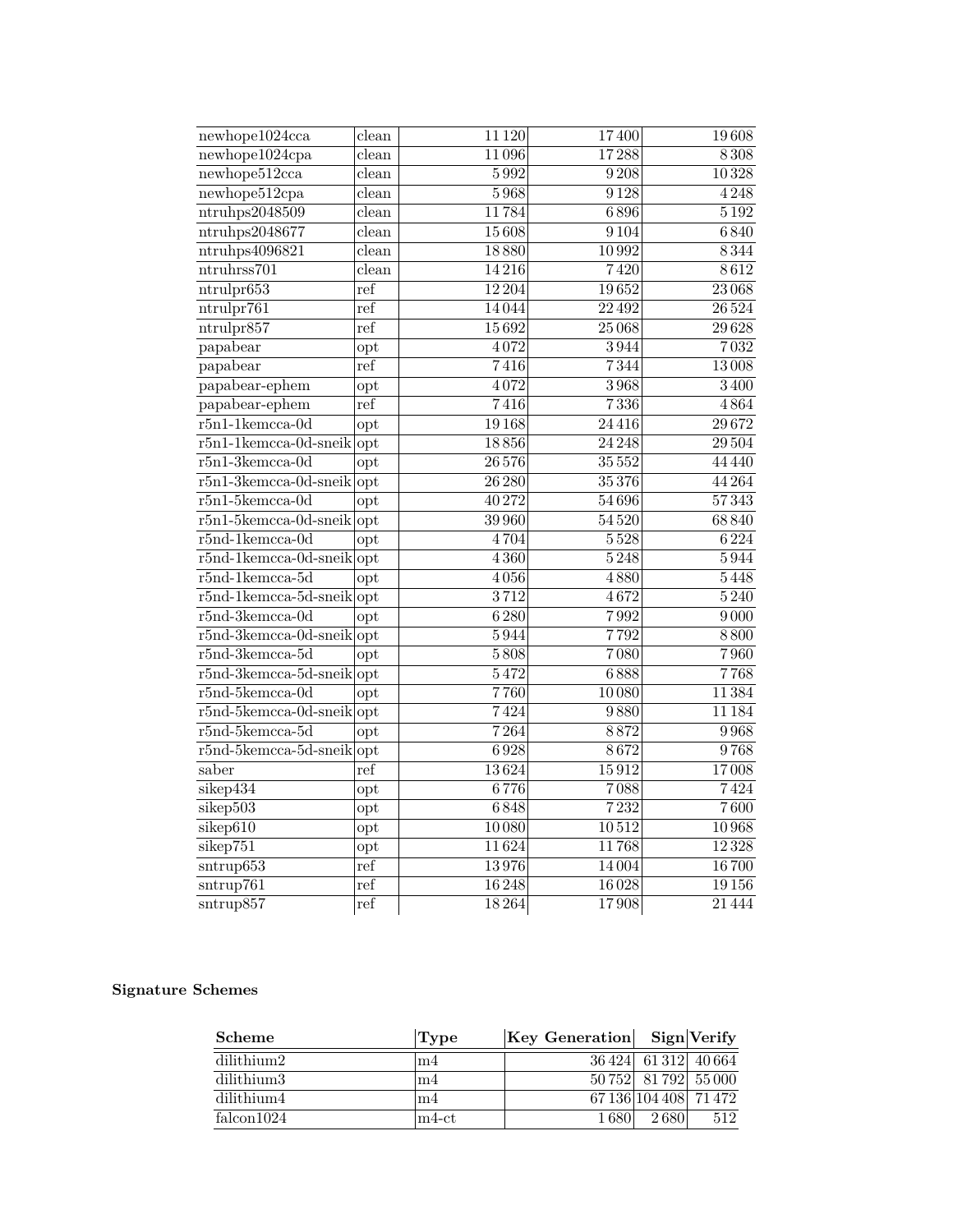| | | | | |
|---|---|---|---|---|
| newhope1024cca | clean | 11 120 | 17 400 | 19 608 |
| newhope1024cpa | clean | 11 096 | 17 288 | 8 308 |
| newhope512cca | clean | 5 992 | 9 208 | 10 328 |
| newhope512cpa | clean | 5 968 | 9 128 | 4 248 |
| ntruhps2048509 | clean | 11 784 | 6 896 | 5 192 |
| ntruhps2048677 | clean | 15 608 | 9 104 | 6 840 |
| ntruhps4096821 | clean | 18 880 | 10 992 | 8 344 |
| ntruhrss701 | clean | 14 216 | 7 420 | 8 612 |
| ntrulpr653 | ref | 12 204 | 19 652 | 23 068 |
| ntrulpr761 | ref | 14 044 | 22 492 | 26 524 |
| ntrulpr857 | ref | 15 692 | 25 068 | 29 628 |
| papabear | opt | 4 072 | 3 944 | 7 032 |
| papabear | ref | 7 416 | 7 344 | 13 008 |
| papabear-ephem | opt | 4 072 | 3 968 | 3 400 |
| papabear-ephem | ref | 7 416 | 7 336 | 4 864 |
| r5n1-1kemcca-0d | opt | 19 168 | 24 416 | 29 672 |
| r5n1-1kemcca-0d-sneik | opt | 18 856 | 24 248 | 29 504 |
| r5n1-3kemcca-0d | opt | 26 576 | 35 552 | 44 440 |
| r5n1-3kemcca-0d-sneik | opt | 26 280 | 35 376 | 44 264 |
| r5n1-5kemcca-0d | opt | 40 272 | 54 696 | 57 343 |
| r5n1-5kemcca-0d-sneik | opt | 39 960 | 54 520 | 68 840 |
| r5nd-1kemcca-0d | opt | 4 704 | 5 528 | 6 224 |
| r5nd-1kemcca-0d-sneik | opt | 4 360 | 5 248 | 5 944 |
| r5nd-1kemcca-5d | opt | 4 056 | 4 880 | 5 448 |
| r5nd-1kemcca-5d-sneik | opt | 3 712 | 4 672 | 5 240 |
| r5nd-3kemcca-0d | opt | 6 280 | 7 992 | 9 000 |
| r5nd-3kemcca-0d-sneik | opt | 5 944 | 7 792 | 8 800 |
| r5nd-3kemcca-5d | opt | 5 808 | 7 080 | 7 960 |
| r5nd-3kemcca-5d-sneik | opt | 5 472 | 6 888 | 7 768 |
| r5nd-5kemcca-0d | opt | 7 760 | 10 080 | 11 384 |
| r5nd-5kemcca-0d-sneik | opt | 7 424 | 9 880 | 11 184 |
| r5nd-5kemcca-5d | opt | 7 264 | 8 872 | 9 968 |
| r5nd-5kemcca-5d-sneik | opt | 6 928 | 8 672 | 9 768 |
| saber | ref | 13 624 | 15 912 | 17 008 |
| sikep434 | opt | 6 776 | 7 088 | 7 424 |
| sikep503 | opt | 6 848 | 7 232 | 7 600 |
| sikep610 | opt | 10 080 | 10 512 | 10 968 |
| sikep751 | opt | 11 624 | 11 768 | 12 328 |
| sntrup653 | ref | 13 976 | 14 004 | 16 700 |
| sntrup761 | ref | 16 248 | 16 028 | 19 156 |
| sntrup857 | ref | 18 264 | 17 908 | 21 444 |

### Signature Schemes

| Scheme | Type | Key Generation | Sign | Verify |
|---|---|---|---|---|
| dilithium2 | m4 | 36 424 | 61 312 | 40 664 |
| dilithium3 | m4 | 50 752 | 81 792 | 55 000 |
| dilithium4 | m4 | 67 136 | 104 408 | 71 472 |
| falcon1024 | m4-ct | 1 680 | 2 680 | 512 |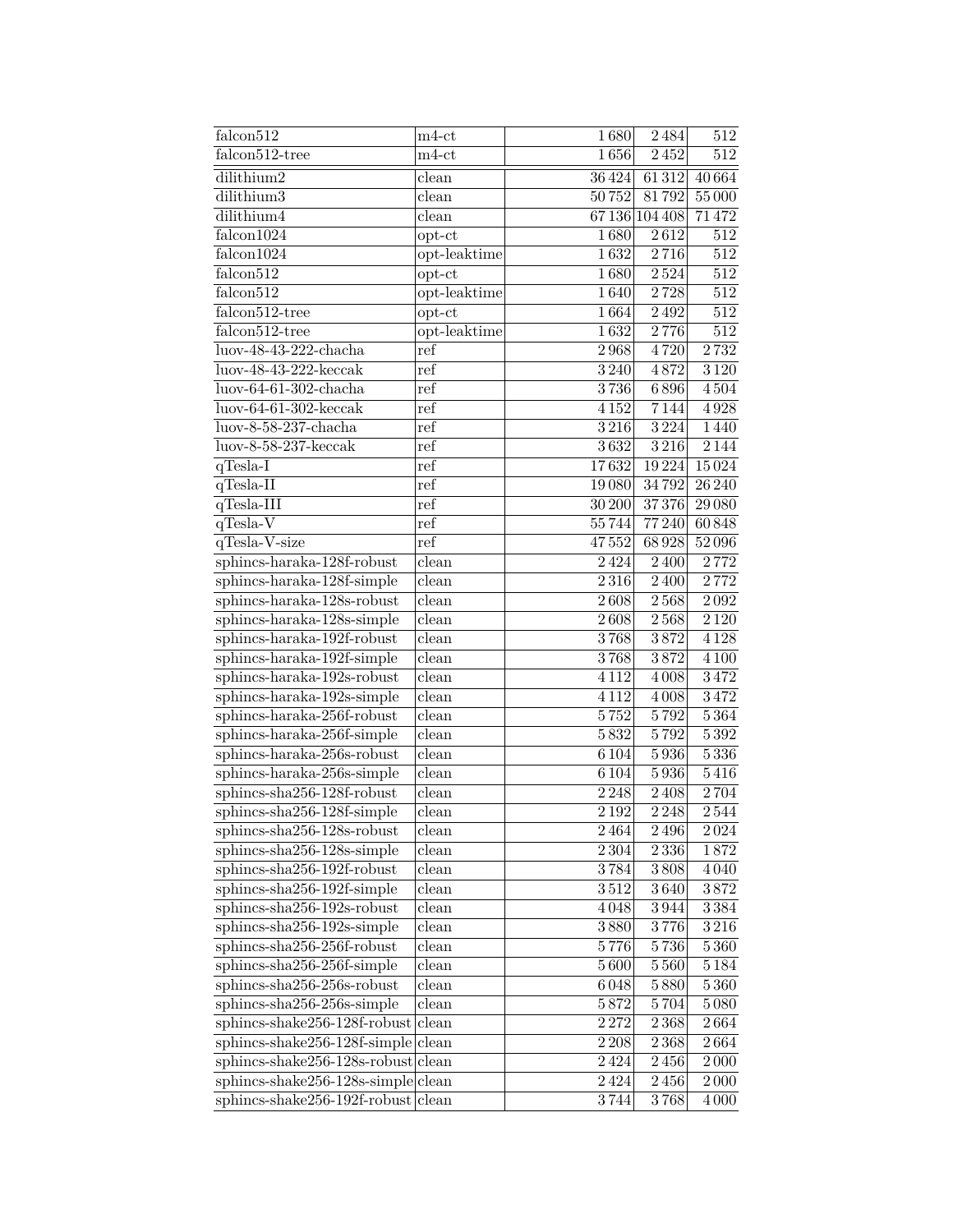| | | | | |
|---|---|---|---|---|
| falcon512 | m4-ct | 1 680 | 2 484 | 512 |
| falcon512-tree | m4-ct | 1 656 | 2 452 | 512 |
| dilithium2 | clean | 36 424 | 61 312 | 40 664 |
| dilithium3 | clean | 50 752 | 81 792 | 55 000 |
| dilithium4 | clean | 67 136 | 104 408 | 71 472 |
| falcon1024 | opt-ct | 1 680 | 2 612 | 512 |
| falcon1024 | opt-leaktime | 1 632 | 2 716 | 512 |
| falcon512 | opt-ct | 1 680 | 2 524 | 512 |
| falcon512 | opt-leaktime | 1 640 | 2 728 | 512 |
| falcon512-tree | opt-ct | 1 664 | 2 492 | 512 |
| falcon512-tree | opt-leaktime | 1 632 | 2 776 | 512 |
| luov-48-43-222-chacha | ref | 2 968 | 4 720 | 2 732 |
| luov-48-43-222-keccak | ref | 3 240 | 4 872 | 3 120 |
| luov-64-61-302-chacha | ref | 3 736 | 6 896 | 4 504 |
| luov-64-61-302-keccak | ref | 4 152 | 7 144 | 4 928 |
| luov-8-58-237-chacha | ref | 3 216 | 3 224 | 1 440 |
| luov-8-58-237-keccak | ref | 3 632 | 3 216 | 2 144 |
| qTesla-I | ref | 17 632 | 19 224 | 15 024 |
| qTesla-II | ref | 19 080 | 34 792 | 26 240 |
| qTesla-III | ref | 30 200 | 37 376 | 29 080 |
| qTesla-V | ref | 55 744 | 77 240 | 60 848 |
| qTesla-V-size | ref | 47 552 | 68 928 | 52 096 |
| sphincs-haraka-128f-robust | clean | 2 424 | 2 400 | 2 772 |
| sphincs-haraka-128f-simple | clean | 2 316 | 2 400 | 2 772 |
| sphincs-haraka-128s-robust | clean | 2 608 | 2 568 | 2 092 |
| sphincs-haraka-128s-simple | clean | 2 608 | 2 568 | 2 120 |
| sphincs-haraka-192f-robust | clean | 3 768 | 3 872 | 4 128 |
| sphincs-haraka-192f-simple | clean | 3 768 | 3 872 | 4 100 |
| sphincs-haraka-192s-robust | clean | 4 112 | 4 008 | 3 472 |
| sphincs-haraka-192s-simple | clean | 4 112 | 4 008 | 3 472 |
| sphincs-haraka-256f-robust | clean | 5 752 | 5 792 | 5 364 |
| sphincs-haraka-256f-simple | clean | 5 832 | 5 792 | 5 392 |
| sphincs-haraka-256s-robust | clean | 6 104 | 5 936 | 5 336 |
| sphincs-haraka-256s-simple | clean | 6 104 | 5 936 | 5 416 |
| sphincs-sha256-128f-robust | clean | 2 248 | 2 408 | 2 704 |
| sphincs-sha256-128f-simple | clean | 2 192 | 2 248 | 2 544 |
| sphincs-sha256-128s-robust | clean | 2 464 | 2 496 | 2 024 |
| sphincs-sha256-128s-simple | clean | 2 304 | 2 336 | 1 872 |
| sphincs-sha256-192f-robust | clean | 3 784 | 3 808 | 4 040 |
| sphincs-sha256-192f-simple | clean | 3 512 | 3 640 | 3 872 |
| sphincs-sha256-192s-robust | clean | 4 048 | 3 944 | 3 384 |
| sphincs-sha256-192s-simple | clean | 3 880 | 3 776 | 3 216 |
| sphincs-sha256-256f-robust | clean | 5 776 | 5 736 | 5 360 |
| sphincs-sha256-256f-simple | clean | 5 600 | 5 560 | 5 184 |
| sphincs-sha256-256s-robust | clean | 6 048 | 5 880 | 5 360 |
| sphincs-sha256-256s-simple | clean | 5 872 | 5 704 | 5 080 |
| sphincs-shake256-128f-robust | clean | 2 272 | 2 368 | 2 664 |
| sphincs-shake256-128f-simple | clean | 2 208 | 2 368 | 2 664 |
| sphincs-shake256-128s-robust | clean | 2 424 | 2 456 | 2 000 |
| sphincs-shake256-128s-simple | clean | 2 424 | 2 456 | 2 000 |
| sphincs-shake256-192f-robust | clean | 3 744 | 3 768 | 4 000 |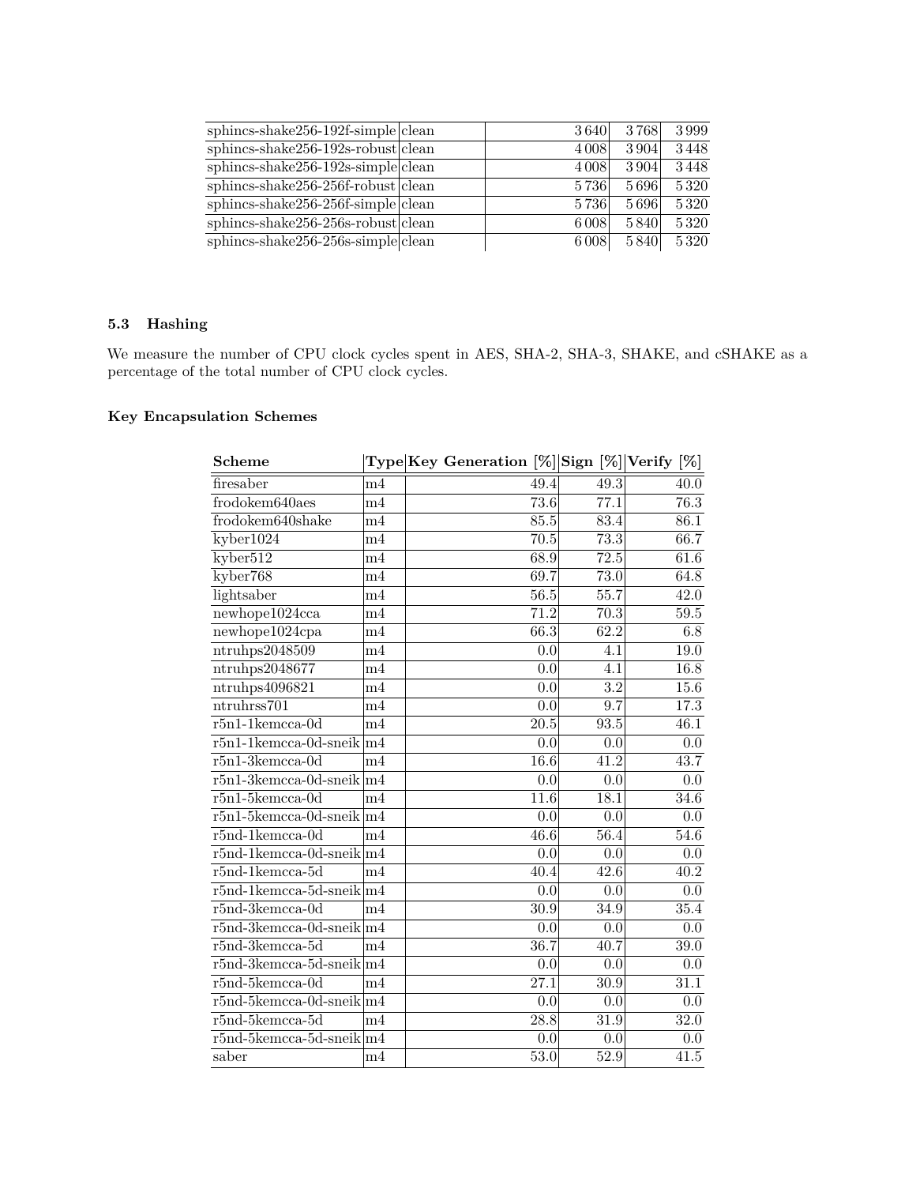| sphincs-shake256-192f-simple | clean | | 3 640 | 3 768 | 3 999 |
|---|---|---|---|---|---|
| sphincs-shake256-192s-robust | clean | | 4 008 | 3 904 | 3 448 |
| sphincs-shake256-192s-simple | clean | | 4 008 | 3 904 | 3 448 |
| sphincs-shake256-256f-robust | clean | | 5 736 | 5 696 | 5 320 |
| sphincs-shake256-256f-simple | clean | | 5 736 | 5 696 | 5 320 |
| sphincs-shake256-256s-robust | clean | | 6 008 | 5 840 | 5 320 |
| sphincs-shake256-256s-simple | clean | | 6 008 | 5 840 | 5 320 |

### 5.3 Hashing

We measure the number of CPU clock cycles spent in AES, SHA-2, SHA-3, SHAKE, and cSHAKE as a percentage of the total number of CPU clock cycles.

#### Key Encapsulation Schemes

| Scheme | Type | Key Generation [%] | Sign [%] | Verify [%] |
|---|---|---|---|---|
| firesaber | m4 | 49.4 | 49.3 | 40.0 |
| frodokem640aes | m4 | 73.6 | 77.1 | 76.3 |
| frodokem640shake | m4 | 85.5 | 83.4 | 86.1 |
| kyber1024 | m4 | 70.5 | 73.3 | 66.7 |
| kyber512 | m4 | 68.9 | 72.5 | 61.6 |
| kyber768 | m4 | 69.7 | 73.0 | 64.8 |
| lightsaber | m4 | 56.5 | 55.7 | 42.0 |
| newhope1024cca | m4 | 71.2 | 70.3 | 59.5 |
| newhope1024cpa | m4 | 66.3 | 62.2 | 6.8 |
| ntruhps2048509 | m4 | 0.0 | 4.1 | 19.0 |
| ntruhps2048677 | m4 | 0.0 | 4.1 | 16.8 |
| ntruhps4096821 | m4 | 0.0 | 3.2 | 15.6 |
| ntruhrss701 | m4 | 0.0 | 9.7 | 17.3 |
| r5n1-1kemcca-0d | m4 | 20.5 | 93.5 | 46.1 |
| r5n1-1kemcca-0d-sneik | m4 | 0.0 | 0.0 | 0.0 |
| r5n1-3kemcca-0d | m4 | 16.6 | 41.2 | 43.7 |
| r5n1-3kemcca-0d-sneik | m4 | 0.0 | 0.0 | 0.0 |
| r5n1-5kemcca-0d | m4 | 11.6 | 18.1 | 34.6 |
| r5n1-5kemcca-0d-sneik | m4 | 0.0 | 0.0 | 0.0 |
| r5nd-1kemcca-0d | m4 | 46.6 | 56.4 | 54.6 |
| r5nd-1kemcca-0d-sneik | m4 | 0.0 | 0.0 | 0.0 |
| r5nd-1kemcca-5d | m4 | 40.4 | 42.6 | 40.2 |
| r5nd-1kemcca-5d-sneik | m4 | 0.0 | 0.0 | 0.0 |
| r5nd-3kemcca-0d | m4 | 30.9 | 34.9 | 35.4 |
| r5nd-3kemcca-0d-sneik | m4 | 0.0 | 0.0 | 0.0 |
| r5nd-3kemcca-5d | m4 | 36.7 | 40.7 | 39.0 |
| r5nd-3kemcca-5d-sneik | m4 | 0.0 | 0.0 | 0.0 |
| r5nd-5kemcca-0d | m4 | 27.1 | 30.9 | 31.1 |
| r5nd-5kemcca-0d-sneik | m4 | 0.0 | 0.0 | 0.0 |
| r5nd-5kemcca-5d | m4 | 28.8 | 31.9 | 32.0 |
| r5nd-5kemcca-5d-sneik | m4 | 0.0 | 0.0 | 0.0 |
| saber | m4 | 53.0 | 52.9 | 41.5 |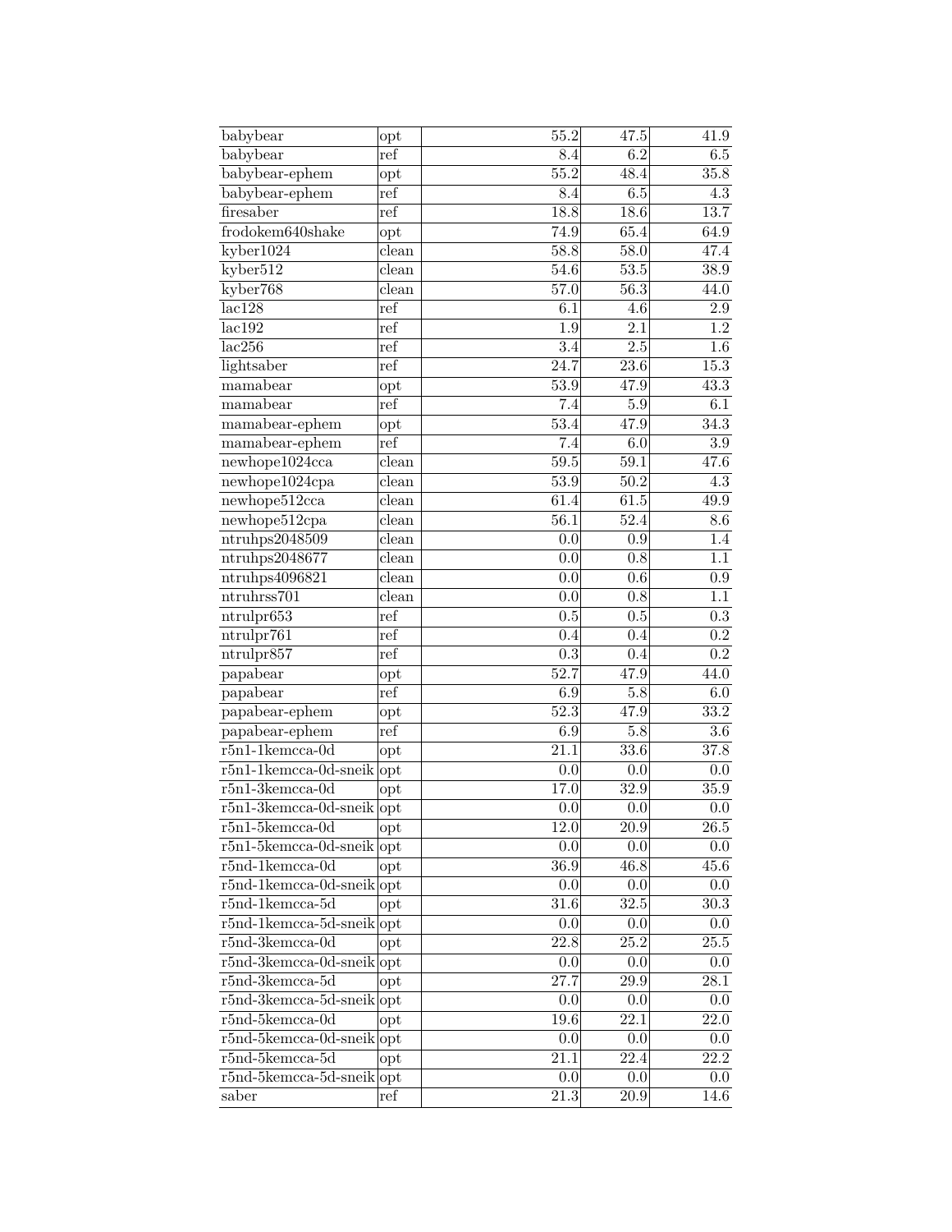| | | | | |
|---|---|---|---|---|
| babybear | opt | 55.2 | 47.5 | 41.9 |
| babybear | ref | 8.4 | 6.2 | 6.5 |
| babybear-ephem | opt | 55.2 | 48.4 | 35.8 |
| babybear-ephem | ref | 8.4 | 6.5 | 4.3 |
| firesaber | ref | 18.8 | 18.6 | 13.7 |
| frodokem640shake | opt | 74.9 | 65.4 | 64.9 |
| kyber1024 | clean | 58.8 | 58.0 | 47.4 |
| kyber512 | clean | 54.6 | 53.5 | 38.9 |
| kyber768 | clean | 57.0 | 56.3 | 44.0 |
| lac128 | ref | 6.1 | 4.6 | 2.9 |
| lac192 | ref | 1.9 | 2.1 | 1.2 |
| lac256 | ref | 3.4 | 2.5 | 1.6 |
| lightsaber | ref | 24.7 | 23.6 | 15.3 |
| mamabear | opt | 53.9 | 47.9 | 43.3 |
| mamabear | ref | 7.4 | 5.9 | 6.1 |
| mamabear-ephem | opt | 53.4 | 47.9 | 34.3 |
| mamabear-ephem | ref | 7.4 | 6.0 | 3.9 |
| newhope1024cca | clean | 59.5 | 59.1 | 47.6 |
| newhope1024cpa | clean | 53.9 | 50.2 | 4.3 |
| newhope512cca | clean | 61.4 | 61.5 | 49.9 |
| newhope512cpa | clean | 56.1 | 52.4 | 8.6 |
| ntruhps2048509 | clean | 0.0 | 0.9 | 1.4 |
| ntruhps2048677 | clean | 0.0 | 0.8 | 1.1 |
| ntruhps4096821 | clean | 0.0 | 0.6 | 0.9 |
| ntruhrss701 | clean | 0.0 | 0.8 | 1.1 |
| ntrulpr653 | ref | 0.5 | 0.5 | 0.3 |
| ntrulpr761 | ref | 0.4 | 0.4 | 0.2 |
| ntrulpr857 | ref | 0.3 | 0.4 | 0.2 |
| papabear | opt | 52.7 | 47.9 | 44.0 |
| papabear | ref | 6.9 | 5.8 | 6.0 |
| papabear-ephem | opt | 52.3 | 47.9 | 33.2 |
| papabear-ephem | ref | 6.9 | 5.8 | 3.6 |
| r5n1-1kemcca-0d | opt | 21.1 | 33.6 | 37.8 |
| r5n1-1kemcca-0d-sneik | opt | 0.0 | 0.0 | 0.0 |
| r5n1-3kemcca-0d | opt | 17.0 | 32.9 | 35.9 |
| r5n1-3kemcca-0d-sneik | opt | 0.0 | 0.0 | 0.0 |
| r5n1-5kemcca-0d | opt | 12.0 | 20.9 | 26.5 |
| r5n1-5kemcca-0d-sneik | opt | 0.0 | 0.0 | 0.0 |
| r5nd-1kemcca-0d | opt | 36.9 | 46.8 | 45.6 |
| r5nd-1kemcca-0d-sneik | opt | 0.0 | 0.0 | 0.0 |
| r5nd-1kemcca-5d | opt | 31.6 | 32.5 | 30.3 |
| r5nd-1kemcca-5d-sneik | opt | 0.0 | 0.0 | 0.0 |
| r5nd-3kemcca-0d | opt | 22.8 | 25.2 | 25.5 |
| r5nd-3kemcca-0d-sneik | opt | 0.0 | 0.0 | 0.0 |
| r5nd-3kemcca-5d | opt | 27.7 | 29.9 | 28.1 |
| r5nd-3kemcca-5d-sneik | opt | 0.0 | 0.0 | 0.0 |
| r5nd-5kemcca-0d | opt | 19.6 | 22.1 | 22.0 |
| r5nd-5kemcca-0d-sneik | opt | 0.0 | 0.0 | 0.0 |
| r5nd-5kemcca-5d | opt | 21.1 | 22.4 | 22.2 |
| r5nd-5kemcca-5d-sneik | opt | 0.0 | 0.0 | 0.0 |
| saber | ref | 21.3 | 20.9 | 14.6 |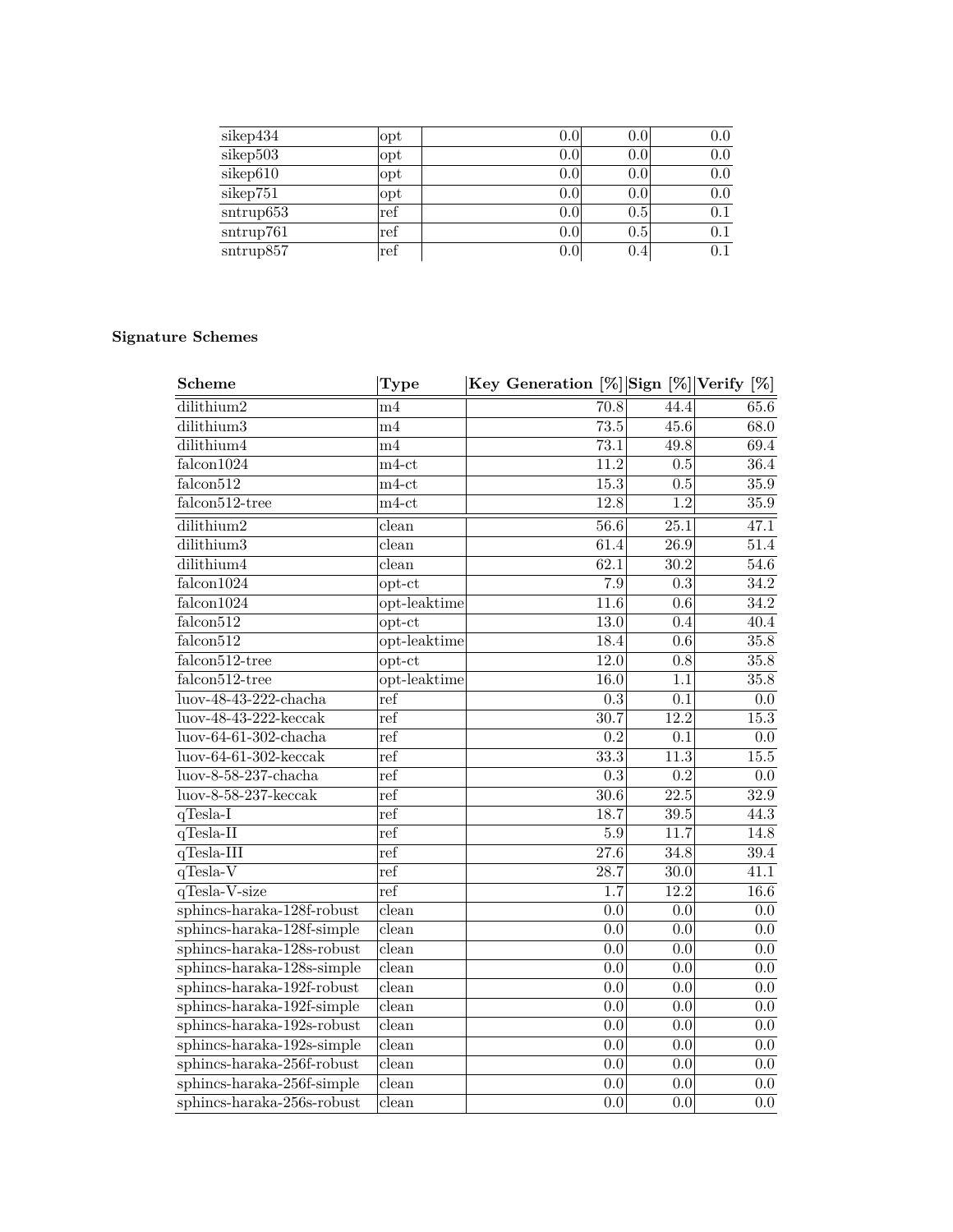| | | | | |
|---|---|---|---|---|
| sikep434 | opt | 0.0 | 0.0 | 0.0 |
| sikep503 | opt | 0.0 | 0.0 | 0.0 |
| sikep610 | opt | 0.0 | 0.0 | 0.0 |
| sikep751 | opt | 0.0 | 0.0 | 0.0 |
| sntrup653 | ref | 0.0 | 0.5 | 0.1 |
| sntrup761 | ref | 0.0 | 0.5 | 0.1 |
| sntrup857 | ref | 0.0 | 0.4 | 0.1 |

**Signature Schemes**

| Scheme | Type | Key Generation [%] | Sign [%] | Verify [%] |
|---|---|---|---|---|
| dilithium2 | m4 | 70.8 | 44.4 | 65.6 |
| dilithium3 | m4 | 73.5 | 45.6 | 68.0 |
| dilithium4 | m4 | 73.1 | 49.8 | 69.4 |
| falcon1024 | m4-ct | 11.2 | 0.5 | 36.4 |
| falcon512 | m4-ct | 15.3 | 0.5 | 35.9 |
| falcon512-tree | m4-ct | 12.8 | 1.2 | 35.9 |
| dilithium2 | clean | 56.6 | 25.1 | 47.1 |
| dilithium3 | clean | 61.4 | 26.9 | 51.4 |
| dilithium4 | clean | 62.1 | 30.2 | 54.6 |
| falcon1024 | opt-ct | 7.9 | 0.3 | 34.2 |
| falcon1024 | opt-leaktime | 11.6 | 0.6 | 34.2 |
| falcon512 | opt-ct | 13.0 | 0.4 | 40.4 |
| falcon512 | opt-leaktime | 18.4 | 0.6 | 35.8 |
| falcon512-tree | opt-ct | 12.0 | 0.8 | 35.8 |
| falcon512-tree | opt-leaktime | 16.0 | 1.1 | 35.8 |
| luov-48-43-222-chacha | ref | 0.3 | 0.1 | 0.0 |
| luov-48-43-222-keccak | ref | 30.7 | 12.2 | 15.3 |
| luov-64-61-302-chacha | ref | 0.2 | 0.1 | 0.0 |
| luov-64-61-302-keccak | ref | 33.3 | 11.3 | 15.5 |
| luov-8-58-237-chacha | ref | 0.3 | 0.2 | 0.0 |
| luov-8-58-237-keccak | ref | 30.6 | 22.5 | 32.9 |
| qTesla-I | ref | 18.7 | 39.5 | 44.3 |
| qTesla-II | ref | 5.9 | 11.7 | 14.8 |
| qTesla-III | ref | 27.6 | 34.8 | 39.4 |
| qTesla-V | ref | 28.7 | 30.0 | 41.1 |
| qTesla-V-size | ref | 1.7 | 12.2 | 16.6 |
| sphincs-haraka-128f-robust | clean | 0.0 | 0.0 | 0.0 |
| sphincs-haraka-128f-simple | clean | 0.0 | 0.0 | 0.0 |
| sphincs-haraka-128s-robust | clean | 0.0 | 0.0 | 0.0 |
| sphincs-haraka-128s-simple | clean | 0.0 | 0.0 | 0.0 |
| sphincs-haraka-192f-robust | clean | 0.0 | 0.0 | 0.0 |
| sphincs-haraka-192f-simple | clean | 0.0 | 0.0 | 0.0 |
| sphincs-haraka-192s-robust | clean | 0.0 | 0.0 | 0.0 |
| sphincs-haraka-192s-simple | clean | 0.0 | 0.0 | 0.0 |
| sphincs-haraka-256f-robust | clean | 0.0 | 0.0 | 0.0 |
| sphincs-haraka-256f-simple | clean | 0.0 | 0.0 | 0.0 |
| sphincs-haraka-256s-robust | clean | 0.0 | 0.0 | 0.0 |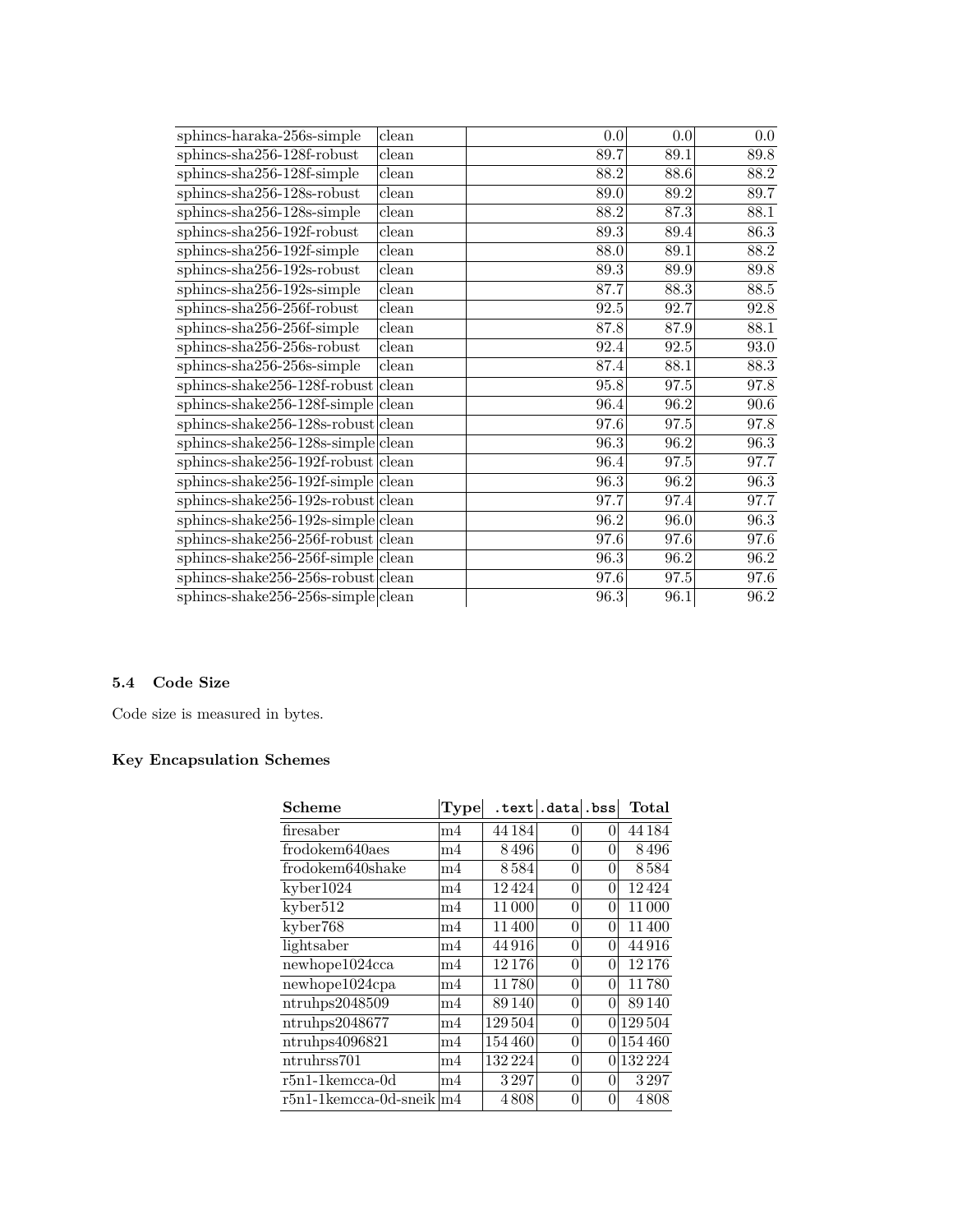| | | | | |
|---|---|---|---|---|
| sphincs-haraka-256s-simple | clean | 0.0 | 0.0 | 0.0 |
| sphincs-sha256-128f-robust | clean | 89.7 | 89.1 | 89.8 |
| sphincs-sha256-128f-simple | clean | 88.2 | 88.6 | 88.2 |
| sphincs-sha256-128s-robust | clean | 89.0 | 89.2 | 89.7 |
| sphincs-sha256-128s-simple | clean | 88.2 | 87.3 | 88.1 |
| sphincs-sha256-192f-robust | clean | 89.3 | 89.4 | 86.3 |
| sphincs-sha256-192f-simple | clean | 88.0 | 89.1 | 88.2 |
| sphincs-sha256-192s-robust | clean | 89.3 | 89.9 | 89.8 |
| sphincs-sha256-192s-simple | clean | 87.7 | 88.3 | 88.5 |
| sphincs-sha256-256f-robust | clean | 92.5 | 92.7 | 92.8 |
| sphincs-sha256-256f-simple | clean | 87.8 | 87.9 | 88.1 |
| sphincs-sha256-256s-robust | clean | 92.4 | 92.5 | 93.0 |
| sphincs-sha256-256s-simple | clean | 87.4 | 88.1 | 88.3 |
| sphincs-shake256-128f-robust | clean | 95.8 | 97.5 | 97.8 |
| sphincs-shake256-128f-simple | clean | 96.4 | 96.2 | 90.6 |
| sphincs-shake256-128s-robust | clean | 97.6 | 97.5 | 97.8 |
| sphincs-shake256-128s-simple | clean | 96.3 | 96.2 | 96.3 |
| sphincs-shake256-192f-robust | clean | 96.4 | 97.5 | 97.7 |
| sphincs-shake256-192f-simple | clean | 96.3 | 96.2 | 96.3 |
| sphincs-shake256-192s-robust | clean | 97.7 | 97.4 | 97.7 |
| sphincs-shake256-192s-simple | clean | 96.2 | 96.0 | 96.3 |
| sphincs-shake256-256f-robust | clean | 97.6 | 97.6 | 97.6 |
| sphincs-shake256-256f-simple | clean | 96.3 | 96.2 | 96.2 |
| sphincs-shake256-256s-robust | clean | 97.6 | 97.5 | 97.6 |
| sphincs-shake256-256s-simple | clean | 96.3 | 96.1 | 96.2 |

### 5.4 Code Size

Code size is measured in bytes.

#### Key Encapsulation Schemes

| Scheme | Type | .text | .data | .bss | Total |
|---|---|---|---|---|---|
| firesaber | m4 | 44 184 | 0 | 0 | 44 184 |
| frodokem640aes | m4 | 8 496 | 0 | 0 | 8 496 |
| frodokem640shake | m4 | 8 584 | 0 | 0 | 8 584 |
| kyber1024 | m4 | 12 424 | 0 | 0 | 12 424 |
| kyber512 | m4 | 11 000 | 0 | 0 | 11 000 |
| kyber768 | m4 | 11 400 | 0 | 0 | 11 400 |
| lightsaber | m4 | 44 916 | 0 | 0 | 44 916 |
| newhope1024cca | m4 | 12 176 | 0 | 0 | 12 176 |
| newhope1024cpa | m4 | 11 780 | 0 | 0 | 11 780 |
| ntruhps2048509 | m4 | 89 140 | 0 | 0 | 89 140 |
| ntruhps2048677 | m4 | 129 504 | 0 | 0 | 129 504 |
| ntruhps4096821 | m4 | 154 460 | 0 | 0 | 154 460 |
| ntruhrss701 | m4 | 132 224 | 0 | 0 | 132 224 |
| r5n1-1kemcca-0d | m4 | 3 297 | 0 | 0 | 3 297 |
| r5n1-1kemcca-0d-sneik | m4 | 4 808 | 0 | 0 | 4 808 |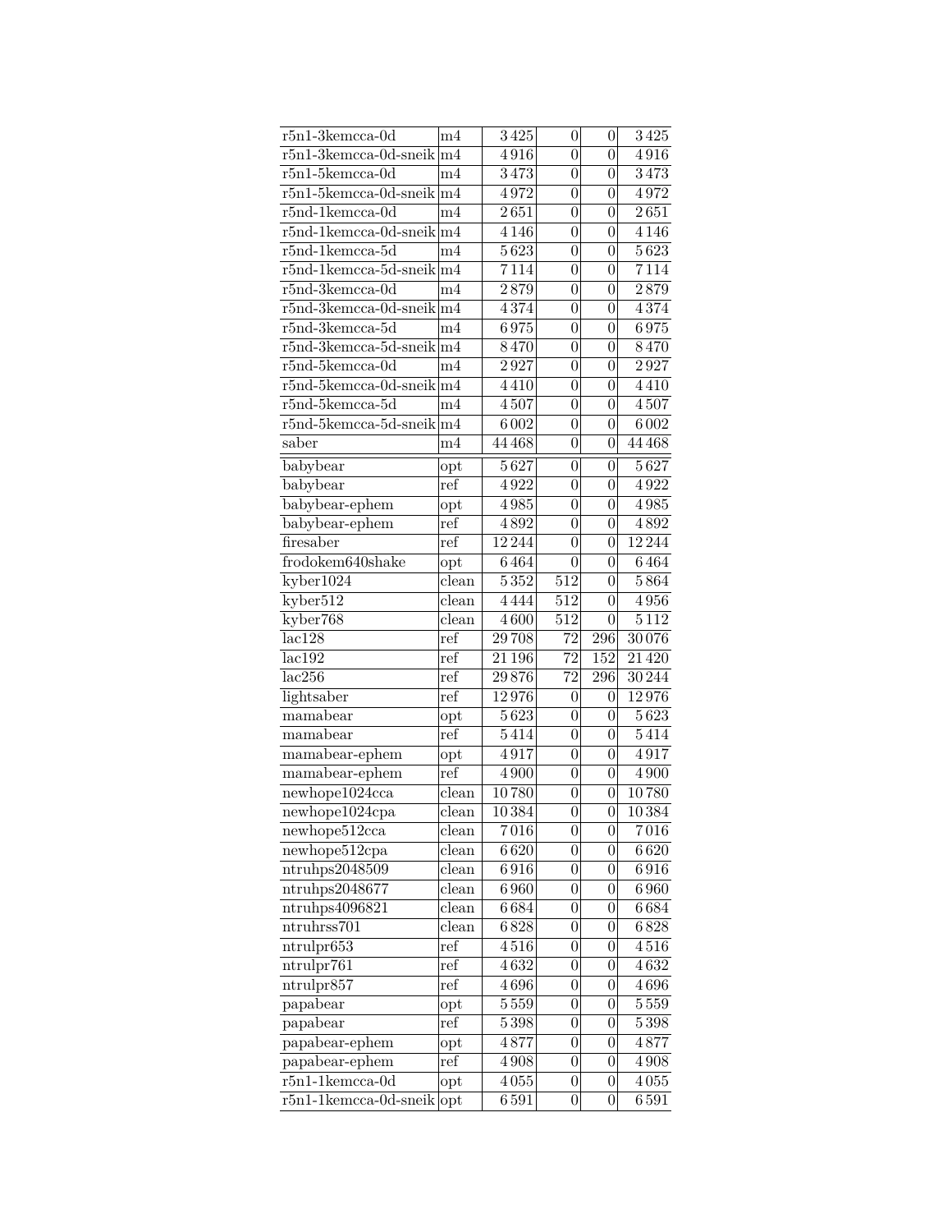| | | | | | |
|---|---|---|---|---|---|
| r5n1-3kemcca-0d | m4 | 3 425 | 0 | 0 | 3 425 |
| r5n1-3kemcca-0d-sneik | m4 | 4 916 | 0 | 0 | 4 916 |
| r5n1-5kemcca-0d | m4 | 3 473 | 0 | 0 | 3 473 |
| r5n1-5kemcca-0d-sneik | m4 | 4 972 | 0 | 0 | 4 972 |
| r5nd-1kemcca-0d | m4 | 2 651 | 0 | 0 | 2 651 |
| r5nd-1kemcca-0d-sneik | m4 | 4 146 | 0 | 0 | 4 146 |
| r5nd-1kemcca-5d | m4 | 5 623 | 0 | 0 | 5 623 |
| r5nd-1kemcca-5d-sneik | m4 | 7 114 | 0 | 0 | 7 114 |
| r5nd-3kemcca-0d | m4 | 2 879 | 0 | 0 | 2 879 |
| r5nd-3kemcca-0d-sneik | m4 | 4 374 | 0 | 0 | 4 374 |
| r5nd-3kemcca-5d | m4 | 6 975 | 0 | 0 | 6 975 |
| r5nd-3kemcca-5d-sneik | m4 | 8 470 | 0 | 0 | 8 470 |
| r5nd-5kemcca-0d | m4 | 2 927 | 0 | 0 | 2 927 |
| r5nd-5kemcca-0d-sneik | m4 | 4 410 | 0 | 0 | 4 410 |
| r5nd-5kemcca-5d | m4 | 4 507 | 0 | 0 | 4 507 |
| r5nd-5kemcca-5d-sneik | m4 | 6 002 | 0 | 0 | 6 002 |
| saber | m4 | 44 468 | 0 | 0 | 44 468 |
| babybear | opt | 5 627 | 0 | 0 | 5 627 |
| babybear | ref | 4 922 | 0 | 0 | 4 922 |
| babybear-ephem | opt | 4 985 | 0 | 0 | 4 985 |
| babybear-ephem | ref | 4 892 | 0 | 0 | 4 892 |
| firesaber | ref | 12 244 | 0 | 0 | 12 244 |
| frodokem640shake | opt | 6 464 | 0 | 0 | 6 464 |
| kyber1024 | clean | 5 352 | 512 | 0 | 5 864 |
| kyber512 | clean | 4 444 | 512 | 0 | 4 956 |
| kyber768 | clean | 4 600 | 512 | 0 | 5 112 |
| lac128 | ref | 29 708 | 72 | 296 | 30 076 |
| lac192 | ref | 21 196 | 72 | 152 | 21 420 |
| lac256 | ref | 29 876 | 72 | 296 | 30 244 |
| lightsaber | ref | 12 976 | 0 | 0 | 12 976 |
| mamabear | opt | 5 623 | 0 | 0 | 5 623 |
| mamabear | ref | 5 414 | 0 | 0 | 5 414 |
| mamabear-ephem | opt | 4 917 | 0 | 0 | 4 917 |
| mamabear-ephem | ref | 4 900 | 0 | 0 | 4 900 |
| newhope1024cca | clean | 10 780 | 0 | 0 | 10 780 |
| newhope1024cpa | clean | 10 384 | 0 | 0 | 10 384 |
| newhope512cca | clean | 7 016 | 0 | 0 | 7 016 |
| newhope512cpa | clean | 6 620 | 0 | 0 | 6 620 |
| ntruhps2048509 | clean | 6 916 | 0 | 0 | 6 916 |
| ntruhps2048677 | clean | 6 960 | 0 | 0 | 6 960 |
| ntruhps4096821 | clean | 6 684 | 0 | 0 | 6 684 |
| ntruhrss701 | clean | 6 828 | 0 | 0 | 6 828 |
| ntrulpr653 | ref | 4 516 | 0 | 0 | 4 516 |
| ntrulpr761 | ref | 4 632 | 0 | 0 | 4 632 |
| ntrulpr857 | ref | 4 696 | 0 | 0 | 4 696 |
| papabear | opt | 5 559 | 0 | 0 | 5 559 |
| papabear | ref | 5 398 | 0 | 0 | 5 398 |
| papabear-ephem | opt | 4 877 | 0 | 0 | 4 877 |
| papabear-ephem | ref | 4 908 | 0 | 0 | 4 908 |
| r5n1-1kemcca-0d | opt | 4 055 | 0 | 0 | 4 055 |
| r5n1-1kemcca-0d-sneik | opt | 6 591 | 0 | 0 | 6 591 |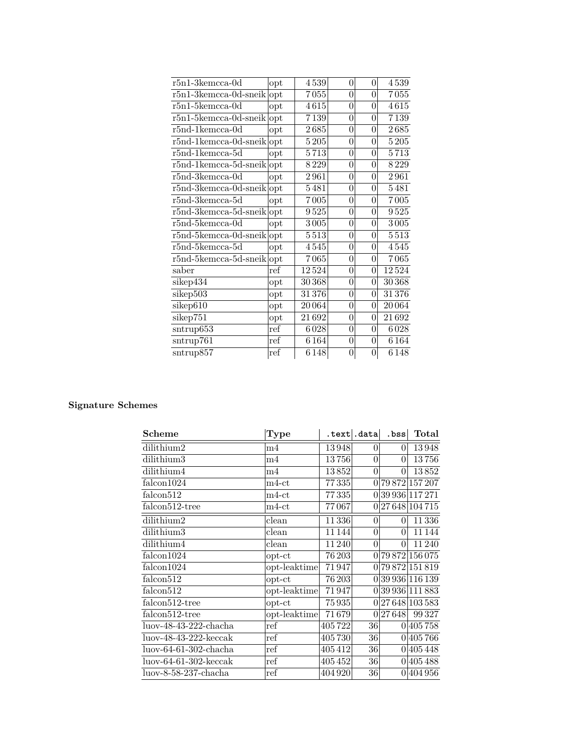| | | | | | |
|---|---|---|---|---|---|
| r5n1-3kemcca-0d | opt | 4 539 | 0 | 0 | 4 539 |
| r5n1-3kemcca-0d-sneik | opt | 7 055 | 0 | 0 | 7 055 |
| r5n1-5kemcca-0d | opt | 4 615 | 0 | 0 | 4 615 |
| r5n1-5kemcca-0d-sneik | opt | 7 139 | 0 | 0 | 7 139 |
| r5nd-1kemcca-0d | opt | 2 685 | 0 | 0 | 2 685 |
| r5nd-1kemcca-0d-sneik | opt | 5 205 | 0 | 0 | 5 205 |
| r5nd-1kemcca-5d | opt | 5 713 | 0 | 0 | 5 713 |
| r5nd-1kemcca-5d-sneik | opt | 8 229 | 0 | 0 | 8 229 |
| r5nd-3kemcca-0d | opt | 2 961 | 0 | 0 | 2 961 |
| r5nd-3kemcca-0d-sneik | opt | 5 481 | 0 | 0 | 5 481 |
| r5nd-3kemcca-5d | opt | 7 005 | 0 | 0 | 7 005 |
| r5nd-3kemcca-5d-sneik | opt | 9 525 | 0 | 0 | 9 525 |
| r5nd-5kemcca-0d | opt | 3 005 | 0 | 0 | 3 005 |
| r5nd-5kemcca-0d-sneik | opt | 5 513 | 0 | 0 | 5 513 |
| r5nd-5kemcca-5d | opt | 4 545 | 0 | 0 | 4 545 |
| r5nd-5kemcca-5d-sneik | opt | 7 065 | 0 | 0 | 7 065 |
| saber | ref | 12 524 | 0 | 0 | 12 524 |
| sikep434 | opt | 30 368 | 0 | 0 | 30 368 |
| sikep503 | opt | 31 376 | 0 | 0 | 31 376 |
| sikep610 | opt | 20 064 | 0 | 0 | 20 064 |
| sikep751 | opt | 21 692 | 0 | 0 | 21 692 |
| sntrup653 | ref | 6 028 | 0 | 0 | 6 028 |
| sntrup761 | ref | 6 164 | 0 | 0 | 6 164 |
| sntrup857 | ref | 6 148 | 0 | 0 | 6 148 |

**Signature Schemes**

| **Scheme** | **Type** | `.text` | `.data` | `.bss` | **Total** |
|---|---|---|---|---|---|
| dilithium2 | m4 | 13 948 | 0 | 0 | 13 948 |
| dilithium3 | m4 | 13 756 | 0 | 0 | 13 756 |
| dilithium4 | m4 | 13 852 | 0 | 0 | 13 852 |
| falcon1024 | m4-ct | 77 335 | 0 | 79 872 | 157 207 |
| falcon512 | m4-ct | 77 335 | 0 | 39 936 | 117 271 |
| falcon512-tree | m4-ct | 77 067 | 0 | 27 648 | 104 715 |
| dilithium2 | clean | 11 336 | 0 | 0 | 11 336 |
| dilithium3 | clean | 11 144 | 0 | 0 | 11 144 |
| dilithium4 | clean | 11 240 | 0 | 0 | 11 240 |
| falcon1024 | opt-ct | 76 203 | 0 | 79 872 | 156 075 |
| falcon1024 | opt-leaktime | 71 947 | 0 | 79 872 | 151 819 |
| falcon512 | opt-ct | 76 203 | 0 | 39 936 | 116 139 |
| falcon512 | opt-leaktime | 71 947 | 0 | 39 936 | 111 883 |
| falcon512-tree | opt-ct | 75 935 | 0 | 27 648 | 103 583 |
| falcon512-tree | opt-leaktime | 71 679 | 0 | 27 648 | 99 327 |
| luov-48-43-222-chacha | ref | 405 722 | 36 | 0 | 405 758 |
| luov-48-43-222-keccak | ref | 405 730 | 36 | 0 | 405 766 |
| luov-64-61-302-chacha | ref | 405 412 | 36 | 0 | 405 448 |
| luov-64-61-302-keccak | ref | 405 452 | 36 | 0 | 405 488 |
| luov-8-58-237-chacha | ref | 404 920 | 36 | 0 | 404 956 |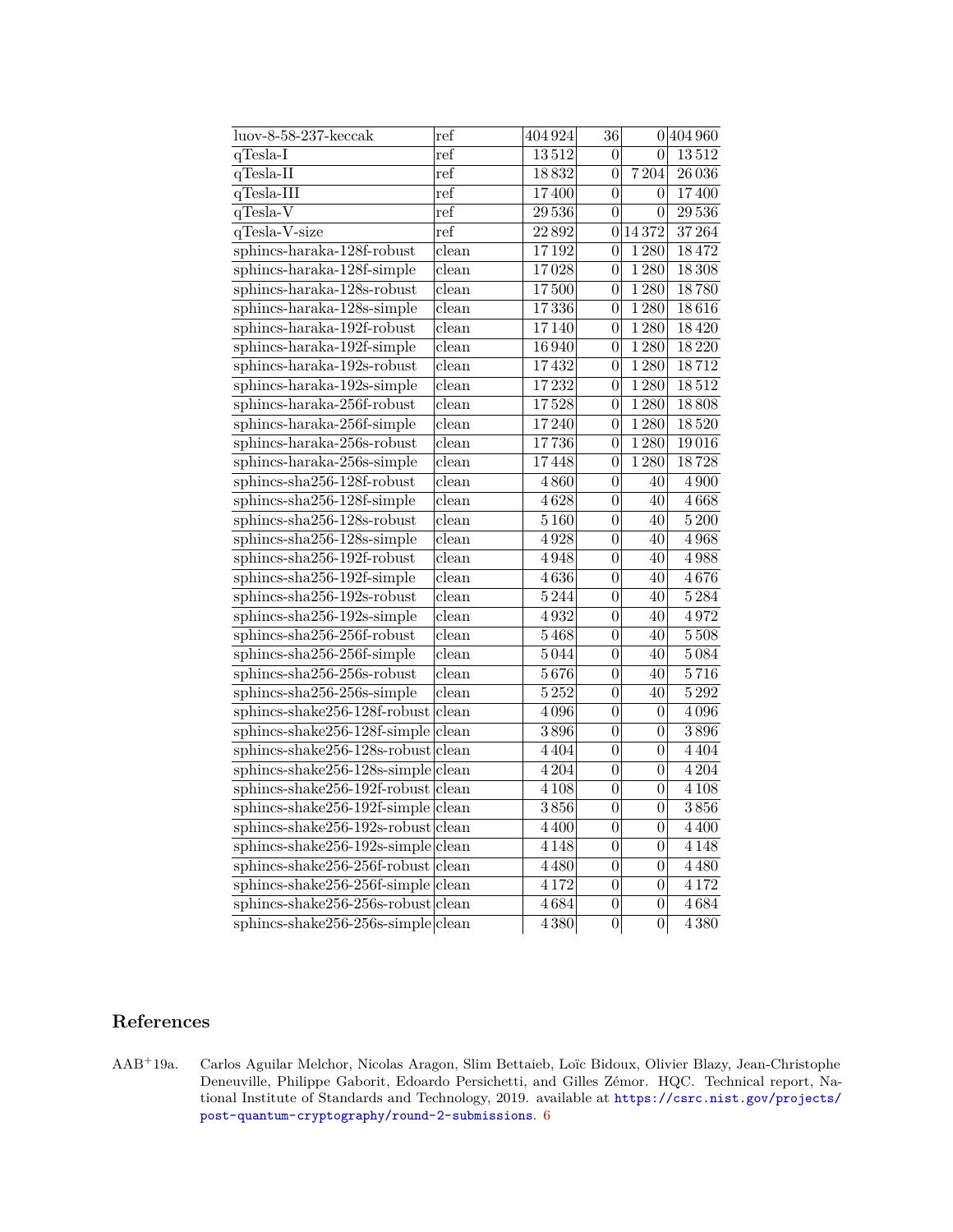| | | | | | |
|---|---|---|---|---|---|
| luov-8-58-237-keccak | ref | 404 924 | 36 | 0 | 404 960 |
| qTesla-I | ref | 13 512 | 0 | 0 | 13 512 |
| qTesla-II | ref | 18 832 | 0 | 7 204 | 26 036 |
| qTesla-III | ref | 17 400 | 0 | 0 | 17 400 |
| qTesla-V | ref | 29 536 | 0 | 0 | 29 536 |
| qTesla-V-size | ref | 22 892 | 0 | 14 372 | 37 264 |
| sphincs-haraka-128f-robust | clean | 17 192 | 0 | 1 280 | 18 472 |
| sphincs-haraka-128f-simple | clean | 17 028 | 0 | 1 280 | 18 308 |
| sphincs-haraka-128s-robust | clean | 17 500 | 0 | 1 280 | 18 780 |
| sphincs-haraka-128s-simple | clean | 17 336 | 0 | 1 280 | 18 616 |
| sphincs-haraka-192f-robust | clean | 17 140 | 0 | 1 280 | 18 420 |
| sphincs-haraka-192f-simple | clean | 16 940 | 0 | 1 280 | 18 220 |
| sphincs-haraka-192s-robust | clean | 17 432 | 0 | 1 280 | 18 712 |
| sphincs-haraka-192s-simple | clean | 17 232 | 0 | 1 280 | 18 512 |
| sphincs-haraka-256f-robust | clean | 17 528 | 0 | 1 280 | 18 808 |
| sphincs-haraka-256f-simple | clean | 17 240 | 0 | 1 280 | 18 520 |
| sphincs-haraka-256s-robust | clean | 17 736 | 0 | 1 280 | 19 016 |
| sphincs-haraka-256s-simple | clean | 17 448 | 0 | 1 280 | 18 728 |
| sphincs-sha256-128f-robust | clean | 4 860 | 0 | 40 | 4 900 |
| sphincs-sha256-128f-simple | clean | 4 628 | 0 | 40 | 4 668 |
| sphincs-sha256-128s-robust | clean | 5 160 | 0 | 40 | 5 200 |
| sphincs-sha256-128s-simple | clean | 4 928 | 0 | 40 | 4 968 |
| sphincs-sha256-192f-robust | clean | 4 948 | 0 | 40 | 4 988 |
| sphincs-sha256-192f-simple | clean | 4 636 | 0 | 40 | 4 676 |
| sphincs-sha256-192s-robust | clean | 5 244 | 0 | 40 | 5 284 |
| sphincs-sha256-192s-simple | clean | 4 932 | 0 | 40 | 4 972 |
| sphincs-sha256-256f-robust | clean | 5 468 | 0 | 40 | 5 508 |
| sphincs-sha256-256f-simple | clean | 5 044 | 0 | 40 | 5 084 |
| sphincs-sha256-256s-robust | clean | 5 676 | 0 | 40 | 5 716 |
| sphincs-sha256-256s-simple | clean | 5 252 | 0 | 40 | 5 292 |
| sphincs-shake256-128f-robust | clean | 4 096 | 0 | 0 | 4 096 |
| sphincs-shake256-128f-simple | clean | 3 896 | 0 | 0 | 3 896 |
| sphincs-shake256-128s-robust | clean | 4 404 | 0 | 0 | 4 404 |
| sphincs-shake256-128s-simple | clean | 4 204 | 0 | 0 | 4 204 |
| sphincs-shake256-192f-robust | clean | 4 108 | 0 | 0 | 4 108 |
| sphincs-shake256-192f-simple | clean | 3 856 | 0 | 0 | 3 856 |
| sphincs-shake256-192s-robust | clean | 4 400 | 0 | 0 | 4 400 |
| sphincs-shake256-192s-simple | clean | 4 148 | 0 | 0 | 4 148 |
| sphincs-shake256-256f-robust | clean | 4 480 | 0 | 0 | 4 480 |
| sphincs-shake256-256f-simple | clean | 4 172 | 0 | 0 | 4 172 |
| sphincs-shake256-256s-robust | clean | 4 684 | 0 | 0 | 4 684 |
| sphincs-shake256-256s-simple | clean | 4 380 | 0 | 0 | 4 380 |

## References

AAB+19a. Carlos Aguilar Melchor, Nicolas Aragon, Slim Bettaieb, Loïc Bidoux, Olivier Blazy, Jean-Christophe Deneuville, Philippe Gaborit, Edoardo Persichetti, and Gilles Zémor. HQC. Technical report, National Institute of Standards and Technology, 2019. available at https://csrc.nist.gov/projects/post-quantum-cryptography/round-2-submissions. 6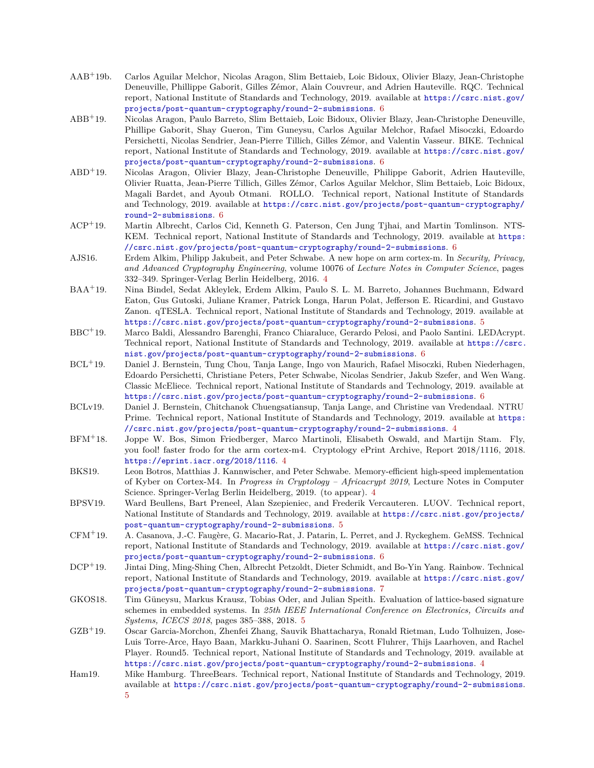AAB+19b. Carlos Aguilar Melchor, Nicolas Aragon, Slim Bettaieb, Loic Bidoux, Olivier Blazy, Jean-Christophe Deneuville, Phillippe Gaborit, Gilles Zémor, Alain Couvreur, and Adrien Hauteville. RQC. Technical report, National Institute of Standards and Technology, 2019. available at https://csrc.nist.gov/projects/post-quantum-cryptography/round-2-submissions. 6

ABB+19. Nicolas Aragon, Paulo Barreto, Slim Bettaieb, Loic Bidoux, Olivier Blazy, Jean-Christophe Deneuville, Phillipe Gaborit, Shay Gueron, Tim Guneysu, Carlos Aguilar Melchor, Rafael Misoczki, Edoardo Persichetti, Nicolas Sendrier, Jean-Pierre Tillich, Gilles Zémor, and Valentin Vasseur. BIKE. Technical report, National Institute of Standards and Technology, 2019. available at https://csrc.nist.gov/projects/post-quantum-cryptography/round-2-submissions. 6

ABD+19. Nicolas Aragon, Olivier Blazy, Jean-Christophe Deneuville, Philippe Gaborit, Adrien Hauteville, Olivier Ruatta, Jean-Pierre Tillich, Gilles Zémor, Carlos Aguilar Melchor, Slim Bettaieb, Loic Bidoux, Magali Bardet, and Ayoub Otmani. ROLLO. Technical report, National Institute of Standards and Technology, 2019. available at https://csrc.nist.gov/projects/post-quantum-cryptography/round-2-submissions. 6

ACP+19. Martin Albrecht, Carlos Cid, Kenneth G. Paterson, Cen Jung Tjhai, and Martin Tomlinson. NTS-KEM. Technical report, National Institute of Standards and Technology, 2019. available at https://csrc.nist.gov/projects/post-quantum-cryptography/round-2-submissions. 6

AJS16. Erdem Alkim, Philipp Jakubeit, and Peter Schwabe. A new hope on arm cortex-m. In *Security, Privacy, and Advanced Cryptography Engineering*, volume 10076 of *Lecture Notes in Computer Science*, pages 332–349. Springer-Verlag Berlin Heidelberg, 2016. 4

BAA+19. Nina Bindel, Sedat Akleylek, Erdem Alkim, Paulo S. L. M. Barreto, Johannes Buchmann, Edward Eaton, Gus Gutoski, Juliane Kramer, Patrick Longa, Harun Polat, Jefferson E. Ricardini, and Gustavo Zanon. qTESLA. Technical report, National Institute of Standards and Technology, 2019. available at https://csrc.nist.gov/projects/post-quantum-cryptography/round-2-submissions. 5

BBC+19. Marco Baldi, Alessandro Barenghi, Franco Chiaraluce, Gerardo Pelosi, and Paolo Santini. LEDAcrypt. Technical report, National Institute of Standards and Technology, 2019. available at https://csrc.nist.gov/projects/post-quantum-cryptography/round-2-submissions. 6

BCL+19. Daniel J. Bernstein, Tung Chou, Tanja Lange, Ingo von Maurich, Rafael Misoczki, Ruben Niederhagen, Edoardo Persichetti, Christiane Peters, Peter Schwabe, Nicolas Sendrier, Jakub Szefer, and Wen Wang. Classic McEliece. Technical report, National Institute of Standards and Technology, 2019. available at https://csrc.nist.gov/projects/post-quantum-cryptography/round-2-submissions. 6

BCLv19. Daniel J. Bernstein, Chitchanok Chuengsatiansup, Tanja Lange, and Christine van Vredendaal. NTRU Prime. Technical report, National Institute of Standards and Technology, 2019. available at https://csrc.nist.gov/projects/post-quantum-cryptography/round-2-submissions. 4

BFM+18. Joppe W. Bos, Simon Friedberger, Marco Martinoli, Elisabeth Oswald, and Martijn Stam. Fly, you fool! faster frodo for the arm cortex-m4. Cryptology ePrint Archive, Report 2018/1116, 2018. https://eprint.iacr.org/2018/1116. 4

BKS19. Leon Botros, Matthias J. Kannwischer, and Peter Schwabe. Memory-efficient high-speed implementation of Kyber on Cortex-M4. In *Progress in Cryptology – Africacrypt 2019*, Lecture Notes in Computer Science. Springer-Verlag Berlin Heidelberg, 2019. (to appear). 4

BPSV19. Ward Beullens, Bart Preneel, Alan Szepieniec, and Frederik Vercauteren. LUOV. Technical report, National Institute of Standards and Technology, 2019. available at https://csrc.nist.gov/projects/post-quantum-cryptography/round-2-submissions. 5

CFM+19. A. Casanova, J.-C. Faugère, G. Macario-Rat, J. Patarin, L. Perret, and J. Ryckeghem. GeMSS. Technical report, National Institute of Standards and Technology, 2019. available at https://csrc.nist.gov/projects/post-quantum-cryptography/round-2-submissions. 6

DCP+19. Jintai Ding, Ming-Shing Chen, Albrecht Petzoldt, Dieter Schmidt, and Bo-Yin Yang. Rainbow. Technical report, National Institute of Standards and Technology, 2019. available at https://csrc.nist.gov/projects/post-quantum-cryptography/round-2-submissions. 7

GKOS18. Tim Güneysu, Markus Krausz, Tobias Oder, and Julian Speith. Evaluation of lattice-based signature schemes in embedded systems. In *25th IEEE International Conference on Electronics, Circuits and Systems, ICECS 2018*, pages 385–388, 2018. 5

GZB+19. Oscar Garcia-Morchon, Zhenfei Zhang, Sauvik Bhattacharya, Ronald Rietman, Ludo Tolhuizen, Jose-Luis Torre-Arce, Hayo Baan, Markku-Juhani O. Saarinen, Scott Fluhrer, Thijs Laarhoven, and Rachel Player. Round5. Technical report, National Institute of Standards and Technology, 2019. available at https://csrc.nist.gov/projects/post-quantum-cryptography/round-2-submissions. 4

Ham19. Mike Hamburg. ThreeBears. Technical report, National Institute of Standards and Technology, 2019. available at https://csrc.nist.gov/projects/post-quantum-cryptography/round-2-submissions. 5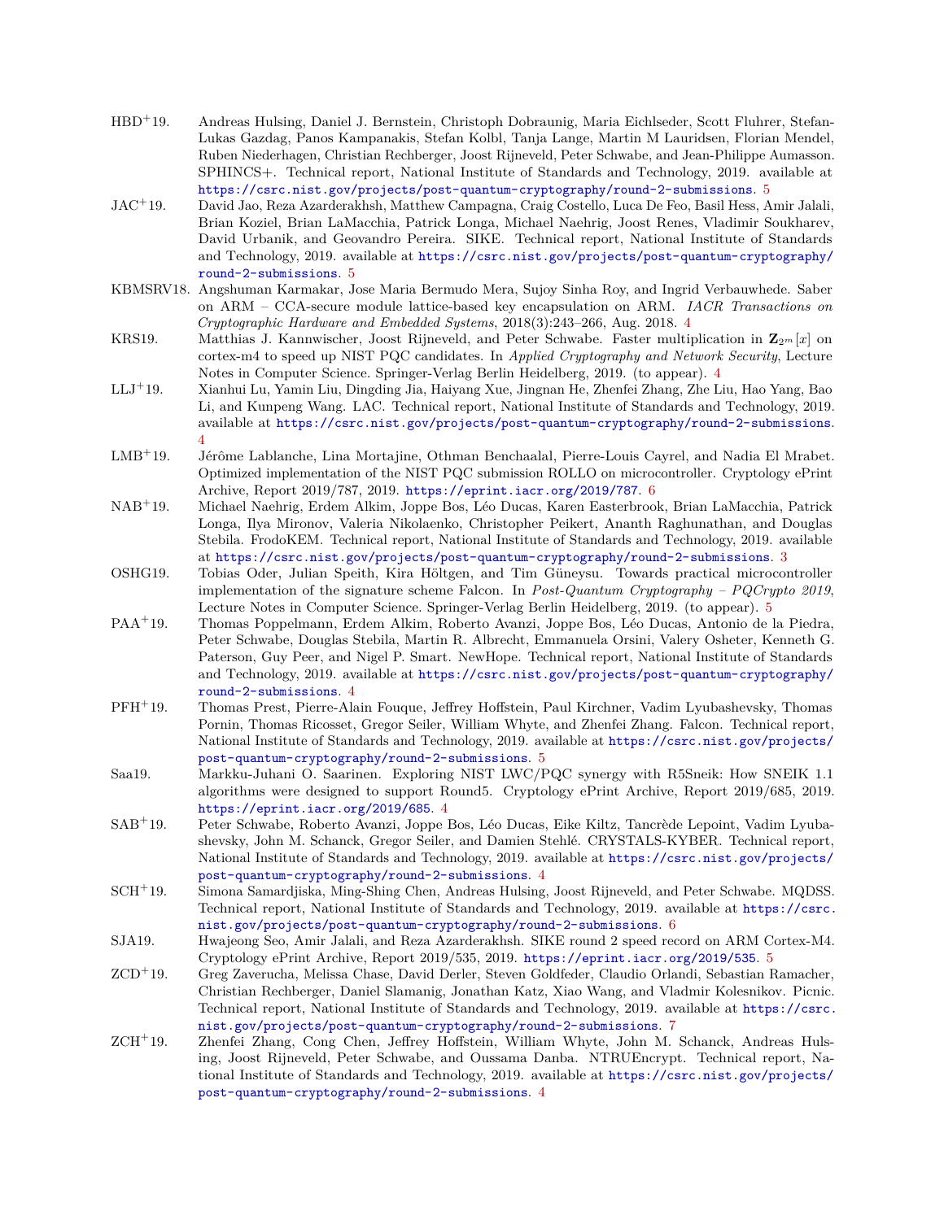HBD+19. Andreas Hulsing, Daniel J. Bernstein, Christoph Dobraunig, Maria Eichlseder, Scott Fluhrer, Stefan-Lukas Gazdag, Panos Kampanakis, Stefan Kolbl, Tanja Lange, Martin M Lauridsen, Florian Mendel, Ruben Niederhagen, Christian Rechberger, Joost Rijneveld, Peter Schwabe, and Jean-Philippe Aumasson. SPHINCS+. Technical report, National Institute of Standards and Technology, 2019. available at https://csrc.nist.gov/projects/post-quantum-cryptography/round-2-submissions. 5

JAC+19. David Jao, Reza Azarderakhsh, Matthew Campagna, Craig Costello, Luca De Feo, Basil Hess, Amir Jalali, Brian Koziel, Brian LaMacchia, Patrick Longa, Michael Naehrig, Joost Renes, Vladimir Soukharev, David Urbanik, and Geovandro Pereira. SIKE. Technical report, National Institute of Standards and Technology, 2019. available at https://csrc.nist.gov/projects/post-quantum-cryptography/round-2-submissions. 5

KBMSRV18. Angshuman Karmakar, Jose Maria Bermudo Mera, Sujoy Sinha Roy, and Ingrid Verbauwhede. Saber on ARM – CCA-secure module lattice-based key encapsulation on ARM. *IACR Transactions on Cryptographic Hardware and Embedded Systems*, 2018(3):243–266, Aug. 2018. 4

KRS19. Matthias J. Kannwischer, Joost Rijneveld, and Peter Schwabe. Faster multiplication in $\mathbf{Z}_{2^m}[x]$ on cortex-m4 to speed up NIST PQC candidates. In *Applied Cryptography and Network Security*, Lecture Notes in Computer Science. Springer-Verlag Berlin Heidelberg, 2019. (to appear). 4

LLJ+19. Xianhui Lu, Yamin Liu, Dingding Jia, Haiyang Xue, Jingnan He, Zhenfei Zhang, Zhe Liu, Hao Yang, Bao Li, and Kunpeng Wang. LAC. Technical report, National Institute of Standards and Technology, 2019. available at https://csrc.nist.gov/projects/post-quantum-cryptography/round-2-submissions. 4

LMB+19. Jérôme Lablanche, Lina Mortajine, Othman Benchaalal, Pierre-Louis Cayrel, and Nadia El Mrabet. Optimized implementation of the NIST PQC submission ROLLO on microcontroller. Cryptology ePrint Archive, Report 2019/787, 2019. https://eprint.iacr.org/2019/787. 6

NAB+19. Michael Naehrig, Erdem Alkim, Joppe Bos, Léo Ducas, Karen Easterbrook, Brian LaMacchia, Patrick Longa, Ilya Mironov, Valeria Nikolaenko, Christopher Peikert, Ananth Raghunathan, and Douglas Stebila. FrodoKEM. Technical report, National Institute of Standards and Technology, 2019. available at https://csrc.nist.gov/projects/post-quantum-cryptography/round-2-submissions. 3

OSHG19. Tobias Oder, Julian Speith, Kira Höltgen, and Tim Güneysu. Towards practical microcontroller implementation of the signature scheme Falcon. In *Post-Quantum Cryptography – PQCrypto 2019*, Lecture Notes in Computer Science. Springer-Verlag Berlin Heidelberg, 2019. (to appear). 5

PAA+19. Thomas Poppelmann, Erdem Alkim, Roberto Avanzi, Joppe Bos, Léo Ducas, Antonio de la Piedra, Peter Schwabe, Douglas Stebila, Martin R. Albrecht, Emmanuela Orsini, Valery Osheter, Kenneth G. Paterson, Guy Peer, and Nigel P. Smart. NewHope. Technical report, National Institute of Standards and Technology, 2019. available at https://csrc.nist.gov/projects/post-quantum-cryptography/round-2-submissions. 4

PFH+19. Thomas Prest, Pierre-Alain Fouque, Jeffrey Hoffstein, Paul Kirchner, Vadim Lyubashevsky, Thomas Pornin, Thomas Ricosset, Gregor Seiler, William Whyte, and Zhenfei Zhang. Falcon. Technical report, National Institute of Standards and Technology, 2019. available at https://csrc.nist.gov/projects/post-quantum-cryptography/round-2-submissions. 5

Saa19. Markku-Juhani O. Saarinen. Exploring NIST LWC/PQC synergy with R5Sneik: How SNEIK 1.1 algorithms were designed to support Round5. Cryptology ePrint Archive, Report 2019/685, 2019. https://eprint.iacr.org/2019/685. 4

SAB+19. Peter Schwabe, Roberto Avanzi, Joppe Bos, Léo Ducas, Eike Kiltz, Tancrède Lepoint, Vadim Lyubashevsky, John M. Schanck, Gregor Seiler, and Damien Stehlé. CRYSTALS-KYBER. Technical report, National Institute of Standards and Technology, 2019. available at https://csrc.nist.gov/projects/post-quantum-cryptography/round-2-submissions. 4

SCH+19. Simona Samardjiska, Ming-Shing Chen, Andreas Hulsing, Joost Rijneveld, and Peter Schwabe. MQDSS. Technical report, National Institute of Standards and Technology, 2019. available at https://csrc.nist.gov/projects/post-quantum-cryptography/round-2-submissions. 6

SJA19. Hwajeong Seo, Amir Jalali, and Reza Azarderakhsh. SIKE round 2 speed record on ARM Cortex-M4. Cryptology ePrint Archive, Report 2019/535, 2019. https://eprint.iacr.org/2019/535. 5

ZCD+19. Greg Zaverucha, Melissa Chase, David Derler, Steven Goldfeder, Claudio Orlandi, Sebastian Ramacher, Christian Rechberger, Daniel Slamanig, Jonathan Katz, Xiao Wang, and Vladmir Kolesnikov. Picnic. Technical report, National Institute of Standards and Technology, 2019. available at https://csrc.nist.gov/projects/post-quantum-cryptography/round-2-submissions. 7

ZCH+19. Zhenfei Zhang, Cong Chen, Jeffrey Hoffstein, William Whyte, John M. Schanck, Andreas Hulsing, Joost Rijneveld, Peter Schwabe, and Oussama Danba. NTRUEncrypt. Technical report, National Institute of Standards and Technology, 2019. available at https://csrc.nist.gov/projects/post-quantum-cryptography/round-2-submissions. 4